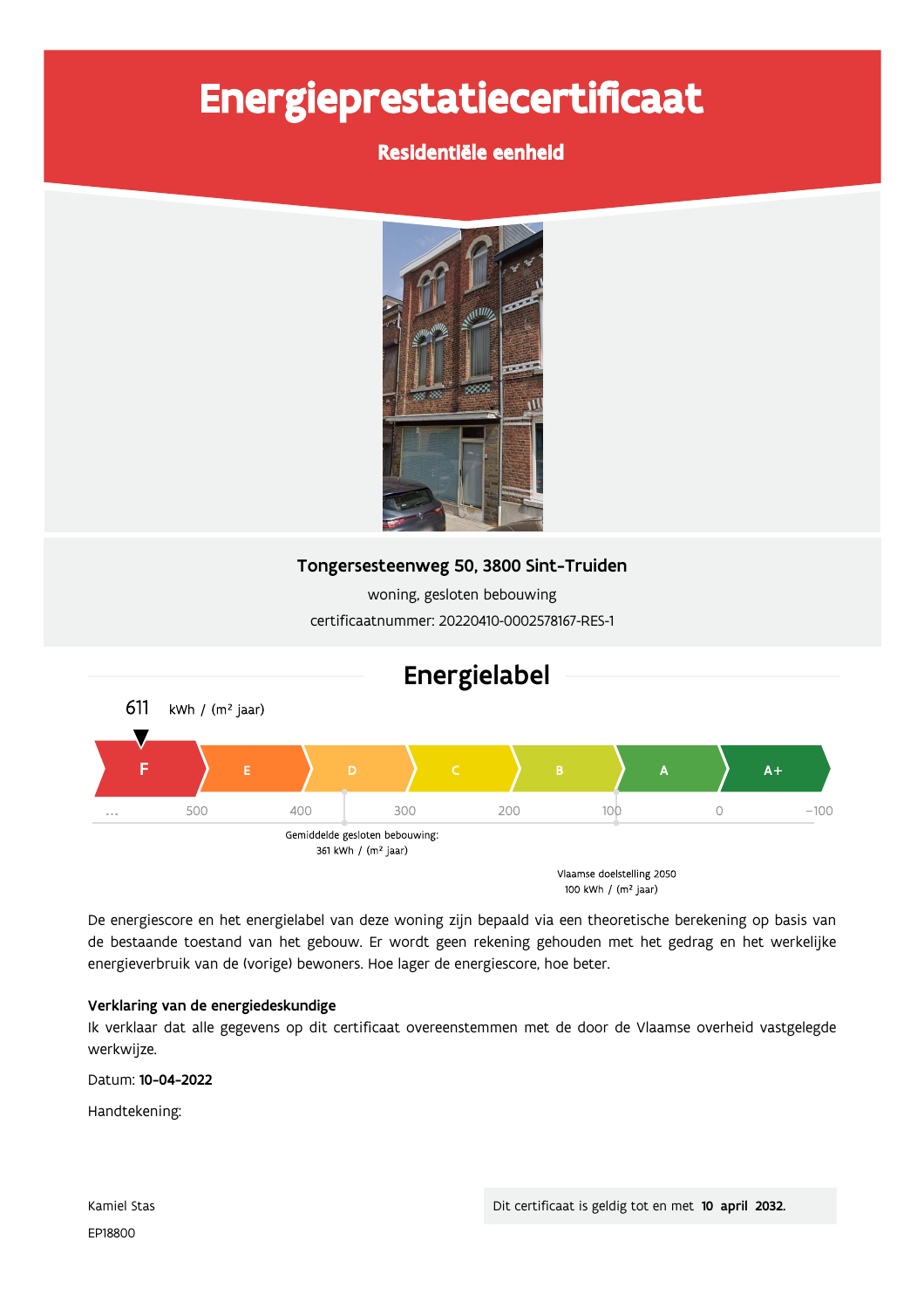# Energieprestatiecertificaat

**Residentiële eenheid**

**Tongersesteenweg 50, 3800 Sint-Truiden**

woning, gesloten bebouwing

certificaatnummer: 20220410-0002578167-RES-1

## Energielabel

611 kWh / (m² jaar)

F | E | D | C | B | A | A+

... 500 400 300 200 100 0 -100

Gemiddelde gesloten bebouwing: 361 kWh / (m² jaar)

Vlaamse doelstelling 2050 100 kWh / (m² jaar)

De energiescore en het energielabel van deze woning zijn bepaald via een theoretische berekening op basis van de bestaande toestand van het gebouw. Er wordt geen rekening gehouden met het gedrag en het werkelijke energieverbruik van de (vorige) bewoners. Hoe lager de energiescore, hoe beter.

**Verklaring van de energiedeskundige**

Ik verklaar dat alle gegevens op dit certificaat overeenstemmen met de door de Vlaamse overheid vastgelegde werkwijze.

Datum: **10-04-2022**

Handtekening:

Kamiel Stas

EP18800

Dit certificaat is geldig tot en met **10 april 2032.**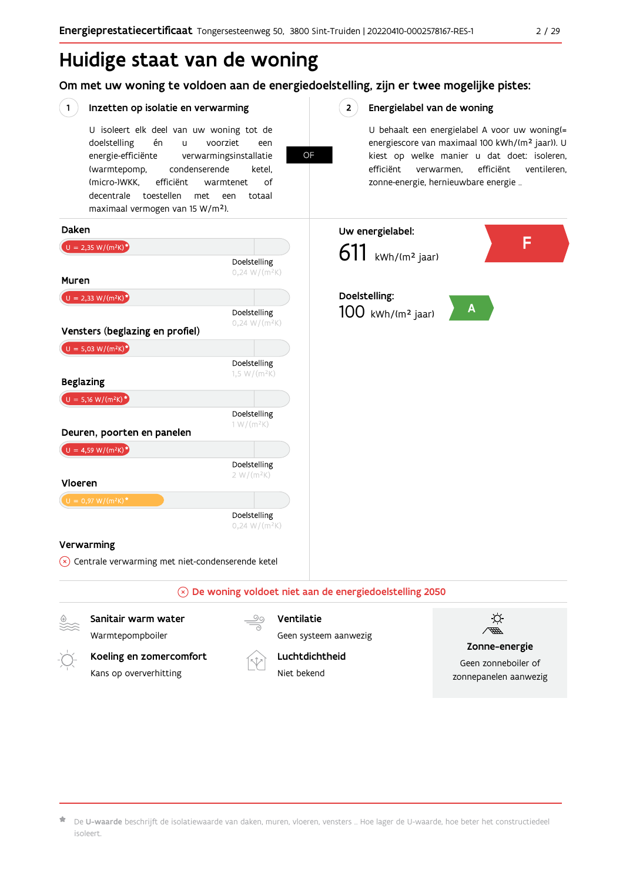# Huidige staat van de woning

## Om met uw woning te voldoen aan de energiedoelstelling, zijn er twee mogelijke pistes:

### 1 Inzetten op isolatie en verwarming

U isoleert elk deel van uw woning tot de doelstelling én u voorziet een energie-efficiënte verwarmingsinstallatie (warmtepomp, condenserende ketel, (micro-)WKK, efficiënt warmtenet of decentrale toestellen met een totaal maximaal vermogen van 15 W/m²).

**OF**

### 2 Energielabel van de woning

U behaalt een energielabel A voor uw woning(= energiescore van maximaal 100 kWh/(m² jaar)). U kiest op welke manier u dat doet: isoleren, efficiënt verwarmen, efficiënt ventileren, zonne-energie, hernieuwbare energie ...

**Daken**

U = 2,35 W/(m²K)*

Doelstelling 0,24 W/(m²K)

**Muren**

U = 2,33 W/(m²K)*

Doelstelling 0,24 W/(m²K)

**Vensters (beglazing en profiel)**

U = 5,03 W/(m²K)*

Doelstelling 1,5 W/(m²K)

**Beglazing**

U = 5,16 W/(m²K)*

Doelstelling 1 W/(m²K)

**Deuren, poorten en panelen**

U = 4,59 W/(m²K)*

Doelstelling 2 W/(m²K)

**Vloeren**

U = 0,97 W/(m²K)*

Doelstelling 0,24 W/(m²K)

**Verwarming**

Centrale verwarming met niet-condenserende ketel

**Uw energielabel:** 611 kWh/(m² jaar) — F

**Doelstelling:** 100 kWh/(m² jaar) — A

**De woning voldoet niet aan de energiedoelstelling 2050**

**Sanitair warm water**
Warmtepompboiler

**Ventilatie**
Geen systeem aanwezig

**Koeling en zomercomfort**
Kans op oververhitting

**Luchtdichtheid**
Niet bekend

**Zonne-energie**
Geen zonneboiler of zonnepanelen aanwezig

* De **U-waarde** beschrijft de isolatiewaarde van daken, muren, vloeren, vensters ... Hoe lager de U-waarde, hoe beter het constructiedeel isoleert.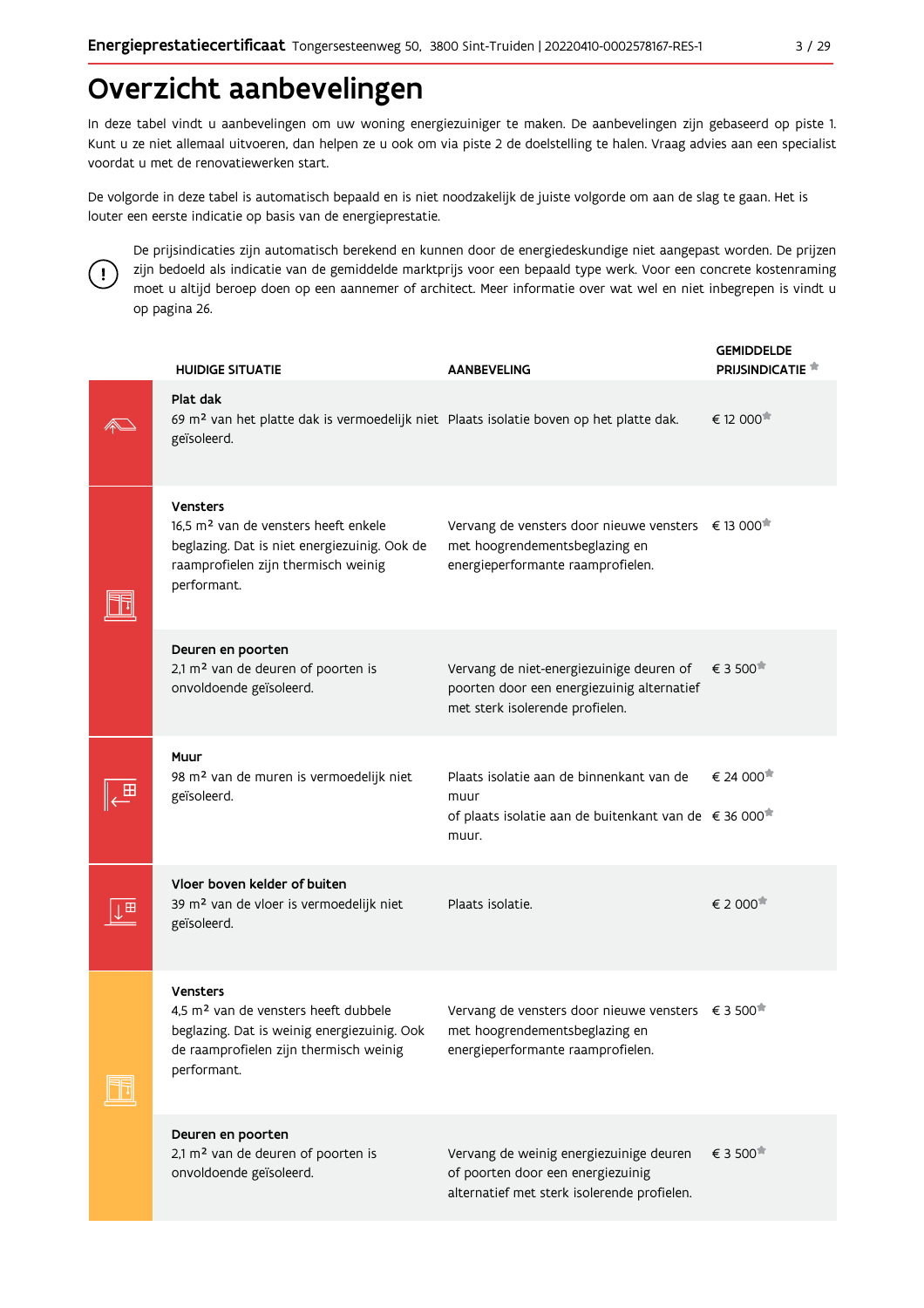# Overzicht aanbevelingen

In deze tabel vindt u aanbevelingen om uw woning energiezuiniger te maken. De aanbevelingen zijn gebaseerd op piste 1. Kunt u ze niet allemaal uitvoeren, dan helpen ze u ook om via piste 2 de doelstelling te halen. Vraag advies aan een specialist voordat u met de renovatiewerken start.

De volgorde in deze tabel is automatisch bepaald en is niet noodzakelijk de juiste volgorde om aan de slag te gaan. Het is louter een eerste indicatie op basis van de energieprestatie.

De prijsindicaties zijn automatisch berekend en kunnen door de energiedeskundige niet aangepast worden. De prijzen zijn bedoeld als indicatie van de gemiddelde marktprijs voor een bepaald type werk. Voor een concrete kostenraming moet u altijd beroep doen op een aannemer of architect. Meer informatie over wat wel en niet inbegrepen is vindt u op pagina 26.

| HUIDIGE SITUATIE | AANBEVELING | GEMIDDELDE PRIJSINDICATIE * |
|---|---|---|
| **Plat dak**<br>69 m² van het platte dak is vermoedelijk niet geïsoleerd. | Plaats isolatie boven op het platte dak. | € 12 000* |
| **Vensters**<br>16,5 m² van de vensters heeft enkele beglazing. Dat is niet energiezuinig. Ook de raamprofielen zijn thermisch weinig performant. | Vervang de vensters door nieuwe vensters met hoogrendementsbeglazing en energieperformante raamprofielen. | € 13 000* |
| **Deuren en poorten**<br>2,1 m² van de deuren of poorten is onvoldoende geïsoleerd. | Vervang de niet-energiezuinige deuren of poorten door een energiezuinig alternatief met sterk isolerende profielen. | € 3 500* |
| **Muur**<br>98 m² van de muren is vermoedelijk niet geïsoleerd. | Plaats isolatie aan de binnenkant van de muur<br>of plaats isolatie aan de buitenkant van de muur. | € 24 000*<br>€ 36 000* |
| **Vloer boven kelder of buiten**<br>39 m² van de vloer is vermoedelijk niet geïsoleerd. | Plaats isolatie. | € 2 000* |
| **Vensters**<br>4,5 m² van de vensters heeft dubbele beglazing. Dat is weinig energiezuinig. Ook de raamprofielen zijn thermisch weinig performant. | Vervang de vensters door nieuwe vensters met hoogrendementsbeglazing en energieperformante raamprofielen. | € 3 500* |
| **Deuren en poorten**<br>2,1 m² van de deuren of poorten is onvoldoende geïsoleerd. | Vervang de weinig energiezuinige deuren of poorten door een energiezuinig alternatief met sterk isolerende profielen. | € 3 500* |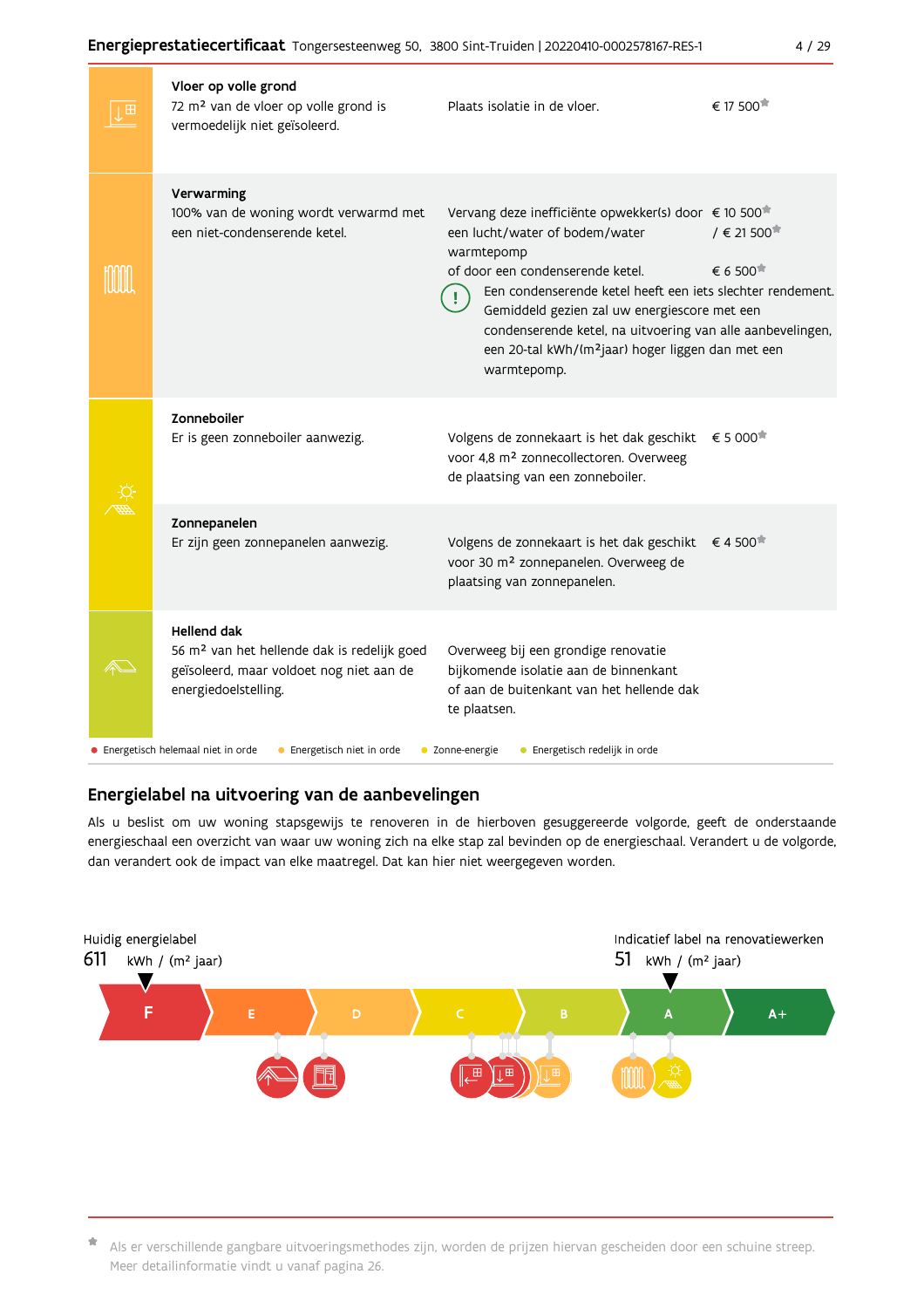| | | | |
|---|---|---|---|
| **Vloer op volle grond** | 72 m² van de vloer op volle grond is vermoedelijk niet geïsoleerd. | Plaats isolatie in de vloer. | € 17 500* |
| **Verwarming** | 100% van de woning wordt verwarmd met een niet-condenserende ketel. | Vervang deze inefficiënte opwekker(s) door een lucht/water of bodem/water warmtepomp<br>of door een condenserende ketel.<br>(!) Een condenserende ketel heeft een iets slechter rendement. Gemiddeld gezien zal uw energiescore met een condenserende ketel, na uitvoering van alle aanbevelingen, een 20-tal kWh/(m²jaar) hoger liggen dan met een warmtepomp. | € 10 500* / € 21 500*<br><br>€ 6 500* |
| **Zonneboiler** | Er is geen zonneboiler aanwezig. | Volgens de zonnekaart is het dak geschikt voor 4,8 m² zonnecollectoren. Overweeg de plaatsing van een zonneboiler. | € 5 000* |
| **Zonnepanelen** | Er zijn geen zonnepanelen aanwezig. | Volgens de zonnekaart is het dak geschikt voor 30 m² zonnepanelen. Overweeg de plaatsing van zonnepanelen. | € 4 500* |
| **Hellend dak** | 56 m² van het hellende dak is redelijk goed geïsoleerd, maar voldoet nog niet aan de energiedoelstelling. | Overweeg bij een grondige renovatie bijkomende isolatie aan de binnenkant of aan de buitenkant van het hellende dak te plaatsen. | |

● Energetisch helemaal niet in orde ● Energetisch niet in orde ● Zonne-energie ● Energetisch redelijk in orde

## Energielabel na uitvoering van de aanbevelingen

Als u beslist om uw woning stapsgewijs te renoveren in de hierboven gesuggereerde volgorde, geeft de onderstaande energieschaal een overzicht van waar uw woning zich na elke stap zal bevinden op de energieschaal. Verandert u de volgorde, dan verandert ook de impact van elke maatregel. Dat kan hier niet weergegeven worden.

Huidig energielabel
611 kWh / (m² jaar)

Indicatief label na renovatiewerken
51 kWh / (m² jaar)

F | E | D | C | B | A | A+

\* Als er verschillende gangbare uitvoeringsmethodes zijn, worden de prijzen hiervan gescheiden door een schuine streep. Meer detailinformatie vindt u vanaf pagina 26.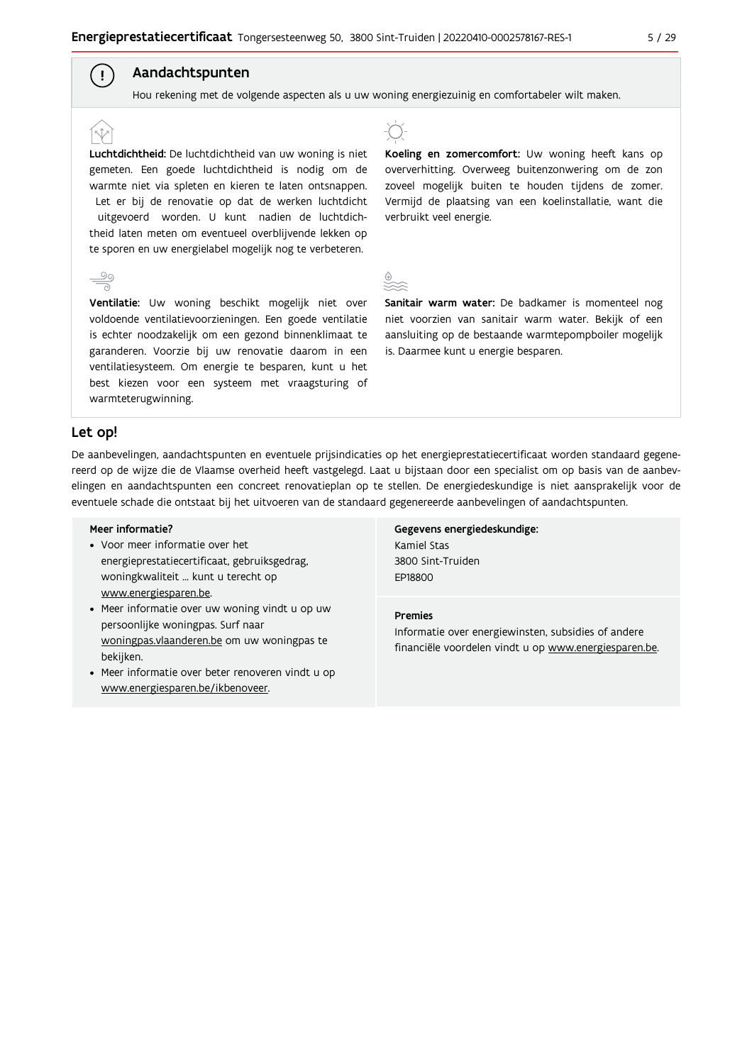## Aandachtspunten

Hou rekening met de volgende aspecten als u uw woning energiezuinig en comfortabeler wilt maken.

**Luchtdichtheid:** De luchtdichtheid van uw woning is niet gemeten. Een goede luchtdichtheid is nodig om de warmte niet via spleten en kieren te laten ontsnappen. Let er bij de renovatie op dat de werken luchtdicht uitgevoerd worden. U kunt nadien de luchtdichtheid laten meten om eventueel overblijvende lekken op te sporen en uw energielabel mogelijk nog te verbeteren.

**Ventilatie:** Uw woning beschikt mogelijk niet over voldoende ventilatievoorzieningen. Een goede ventilatie is echter noodzakelijk om een gezond binnenklimaat te garanderen. Voorzie bij uw renovatie daarom in een ventilatiesysteem. Om energie te besparen, kunt u het best kiezen voor een systeem met vraagsturing of warmteterugwinning.

**Koeling en zomercomfort:** Uw woning heeft kans op oververhitting. Overweeg buitenzonwering om de zon zoveel mogelijk buiten te houden tijdens de zomer. Vermijd de plaatsing van een koelinstallatie, want die verbruikt veel energie.

**Sanitair warm water:** De badkamer is momenteel nog niet voorzien van sanitair warm water. Bekijk of een aansluiting op de bestaande warmtepompboiler mogelijk is. Daarmee kunt u energie besparen.

## Let op!

De aanbevelingen, aandachtspunten en eventuele prijsindicaties op het energieprestatiecertificaat worden standaard gegenereerd op de wijze die de Vlaamse overheid heeft vastgelegd. Laat u bijstaan door een specialist om op basis van de aanbevelingen en aandachtspunten een concreet renovatieplan op te stellen. De energiedeskundige is niet aansprakelijk voor de eventuele schade die ontstaat bij het uitvoeren van de standaard gegenereerde aanbevelingen of aandachtspunten.

**Meer informatie?**

- Voor meer informatie over het energieprestatiecertificaat, gebruiksgedrag, woningkwaliteit ... kunt u terecht op www.energiesparen.be.
- Meer informatie over uw woning vindt u op uw persoonlijke woningpas. Surf naar woningpas.vlaanderen.be om uw woningpas te bekijken.
- Meer informatie over beter renoveren vindt u op www.energiesparen.be/ikbenoveer.

**Gegevens energiedeskundige:**
Kamiel Stas
3800 Sint-Truiden
EP18800

**Premies**
Informatie over energiewinsten, subsidies of andere financiële voordelen vindt u op www.energiesparen.be.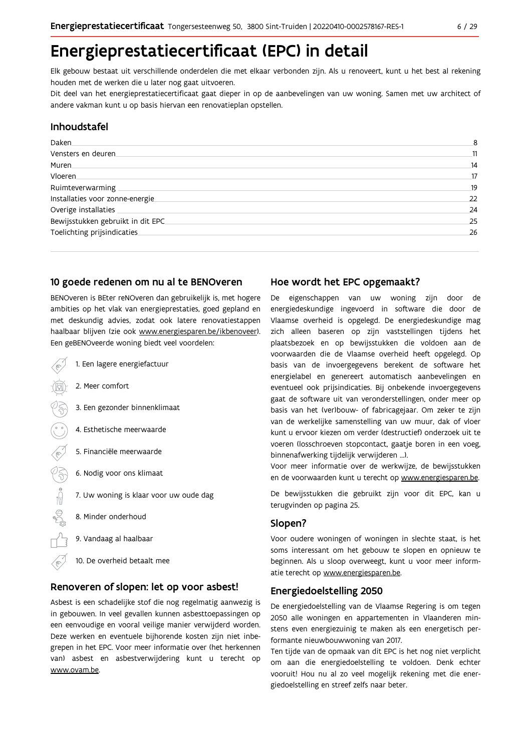# Energieprestatiecertificaat (EPC) in detail

Elk gebouw bestaat uit verschillende onderdelen die met elkaar verbonden zijn. Als u renoveert, kunt u het best al rekening houden met de werken die u later nog gaat uitvoeren.

Dit deel van het energieprestatiecertificaat gaat dieper in op de aanbevelingen van uw woning. Samen met uw architect of andere vakman kunt u op basis hiervan een renovatieplan opstellen.

## Inhoudstafel

| | |
|---|---|
| Daken | 8 |
| Vensters en deuren | 11 |
| Muren | 14 |
| Vloeren | 17 |
| Ruimteverwarming | 19 |
| Installaties voor zonne-energie | 22 |
| Overige installaties | 24 |
| Bewijsstukken gebruikt in dit EPC | 25 |
| Toelichting prijsindicaties | 26 |

## 10 goede redenen om nu al te BENOveren

BENOveren is BEter reNOveren dan gebruikelijk is, met hogere ambities op het vlak van energieprestaties, goed gepland en met deskundig advies, zodat ook latere renovatiestappen haalbaar blijven (zie ook www.energiesparen.be/ikbenoveer). Een geBENOveerde woning biedt veel voordelen:

1. Een lagere energiefactuur
2. Meer comfort
3. Een gezonder binnenklimaat
4. Esthetische meerwaarde
5. Financiële meerwaarde
6. Nodig voor ons klimaat
7. Uw woning is klaar voor uw oude dag
8. Minder onderhoud
9. Vandaag al haalbaar
10. De overheid betaalt mee

## Renoveren of slopen: let op voor asbest!

Asbest is een schadelijke stof die nog regelmatig aanwezig is in gebouwen. In veel gevallen kunnen asbesttoepassingen op een eenvoudige en vooral veilige manier verwijderd worden. Deze werken en eventuele bijhorende kosten zijn niet inbegrepen in het EPC. Voor meer informatie over (het herkennen van) asbest en asbestverwijdering kunt u terecht op www.ovam.be.

## Hoe wordt het EPC opgemaakt?

De eigenschappen van uw woning zijn door de energiedeskundige ingevoerd in software die door de Vlaamse overheid is opgelegd. De energiedeskundige mag zich alleen baseren op zijn vaststellingen tijdens het plaatsbezoek en op bewijsstukken die voldoen aan de voorwaarden die de Vlaamse overheid heeft opgelegd. Op basis van de invoergegevens berekent de software het energielabel en genereert automatisch aanbevelingen en eventueel ook prijsindicaties. Bij onbekende invoergegevens gaat de software uit van veronderstellingen, onder meer op basis van het (ver)bouw- of fabricagejaar. Om zeker te zijn van de werkelijke samenstelling van uw muur, dak of vloer kunt u ervoor kiezen om verder (destructief) onderzoek uit te voeren (losschroeven stopcontact, gaatje boren in een voeg, binnenafwerking tijdelijk verwijderen ...).

Voor meer informatie over de werkwijze, de bewijsstukken en de voorwaarden kunt u terecht op www.energiesparen.be.

De bewijsstukken die gebruikt zijn voor dit EPC, kan u terugvinden op pagina 25.

## Slopen?

Voor oudere woningen of woningen in slechte staat, is het soms interessant om het gebouw te slopen en opnieuw te beginnen. Als u sloop overweegt, kunt u voor meer informatie terecht op www.energiesparen.be.

## Energiedoelstelling 2050

De energiedoelstelling van de Vlaamse Regering is om tegen 2050 alle woningen en appartementen in Vlaanderen minstens even energiezuinig te maken als een energetisch performante nieuwbouwwoning van 2017.

Ten tijde van de opmaak van dit EPC is het nog niet verplicht om aan die energiedoelstelling te voldoen. Denk echter vooruit! Hou nu al zo veel mogelijk rekening met die energiedoelstelling en streef zelfs naar beter.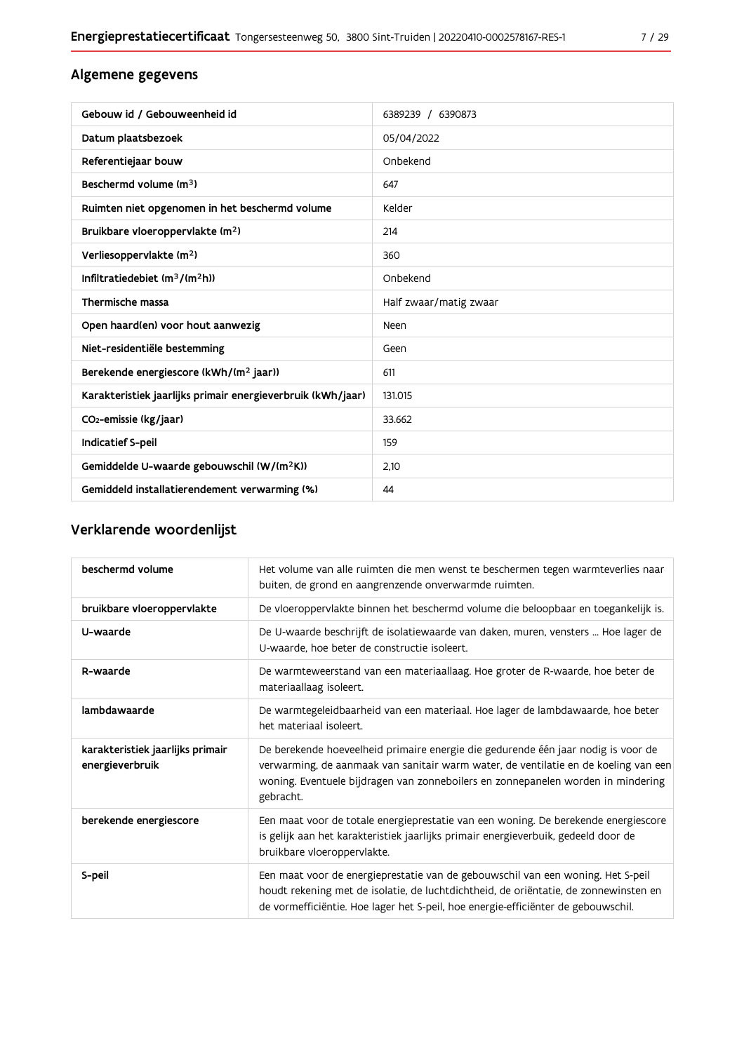## Algemene gegevens

| Gebouw id / Gebouweenheid id | 6389239 / 6390873 |
|---|---|
| Datum plaatsbezoek | 05/04/2022 |
| Referentiejaar bouw | Onbekend |
| Beschermd volume ($m^3$) | 647 |
| Ruimten niet opgenomen in het beschermd volume | Kelder |
| Bruikbare vloeroppervlakte ($m^2$) | 214 |
| Verliesoppervlakte ($m^2$) | 360 |
| Infiltratiedebiet ($m^3/(m^2h)$) | Onbekend |
| Thermische massa | Half zwaar/matig zwaar |
| Open haard(en) voor hout aanwezig | Neen |
| Niet-residentiële bestemming | Geen |
| Berekende energiescore (kWh/($m^2$ jaar)) | 611 |
| Karakteristiek jaarlijks primair energieverbruik (kWh/jaar) | 131.015 |
| $CO_2$-emissie (kg/jaar) | 33.662 |
| Indicatief S-peil | 159 |
| Gemiddelde U-waarde gebouwschil (W/($m^2$K)) | 2,10 |
| Gemiddeld installatierendement verwarming (%) | 44 |

## Verklarende woordenlijst

| beschermd volume | Het volume van alle ruimten die men wenst te beschermen tegen warmteverlies naar buiten, de grond en aangrenzende onverwarmde ruimten. |
|---|---|
| bruikbare vloeroppervlakte | De vloeroppervlakte binnen het beschermd volume die beloopbaar en toegankelijk is. |
| U-waarde | De U-waarde beschrijft de isolatiewaarde van daken, muren, vensters ... Hoe lager de U-waarde, hoe beter de constructie isoleert. |
| R-waarde | De warmteweerstand van een materiaallaag. Hoe groter de R-waarde, hoe beter de materiaallaag isoleert. |
| lambdawaarde | De warmtegeleidbaarheid van een materiaal. Hoe lager de lambdawaarde, hoe beter het materiaal isoleert. |
| karakteristiek jaarlijks primair energieverbruik | De berekende hoeveelheid primaire energie die gedurende één jaar nodig is voor de verwarming, de aanmaak van sanitair warm water, de ventilatie en de koeling van een woning. Eventuele bijdragen van zonneboilers en zonnepanelen worden in mindering gebracht. |
| berekende energiescore | Een maat voor de totale energieprestatie van een woning. De berekende energiescore is gelijk aan het karakteristiek jaarlijks primair energieverbuik, gedeeld door de bruikbare vloeroppervlakte. |
| S-peil | Een maat voor de energieprestatie van de gebouwschil van een woning. Het S-peil houdt rekening met de isolatie, de luchtdichtheid, de oriëntatie, de zonnewinsten en de vormefficiëntie. Hoe lager het S-peil, hoe energie-efficiënter de gebouwschil. |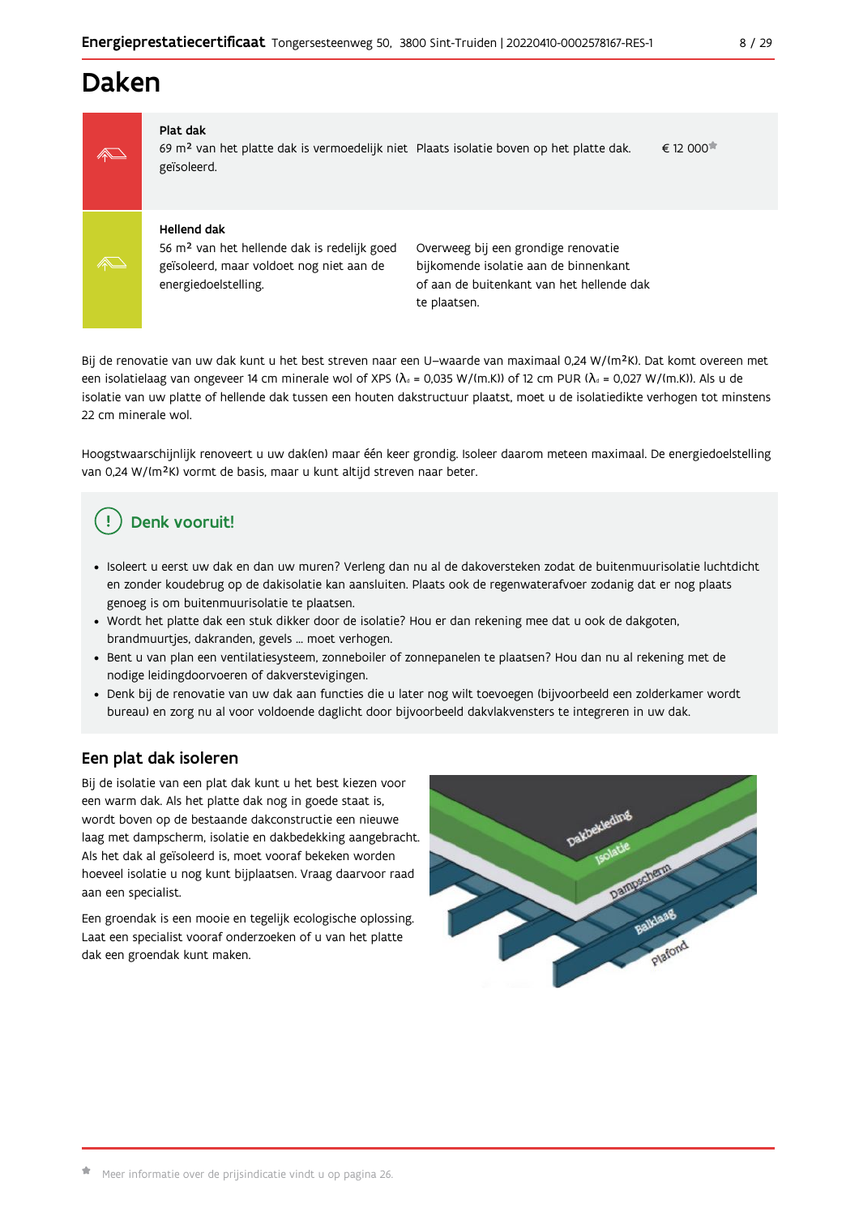# Daken

| | | | |
|---|---|---|---|
| **Plat dak** 69 m² van het platte dak is vermoedelijk niet geïsoleerd. | Plaats isolatie boven op het platte dak. | € 12 000* |
| **Hellend dak** 56 m² van het hellende dak is redelijk goed geïsoleerd, maar voldoet nog niet aan de energiedoelstelling. | Overweeg bij een grondige renovatie bijkomende isolatie aan de binnenkant of aan de buitenkant van het hellende dak te plaatsen. | |

Bij de renovatie van uw dak kunt u het best streven naar een U-waarde van maximaal 0,24 W/(m²K). Dat komt overeen met een isolatielaag van ongeveer 14 cm minerale wol of XPS ($\lambda_d$ = 0,035 W/(m.K)) of 12 cm PUR ($\lambda_d$ = 0,027 W/(m.K)). Als u de isolatie van uw platte of hellende dak tussen een houten dakstructuur plaatst, moet u de isolatiedikte verhogen tot minstens 22 cm minerale wol.

Hoogstwaarschijnlijk renoveert u uw dak(en) maar één keer grondig. Isoleer daarom meteen maximaal. De energiedoelstelling van 0,24 W/(m²K) vormt de basis, maar u kunt altijd streven naar beter.

## Denk vooruit!

- Isoleert u eerst uw dak en dan uw muren? Verleng dan nu al de dakoversteken zodat de buitenmuurisolatie luchtdicht en zonder koudebrug op de dakisolatie kan aansluiten. Plaats ook de regenwaterafvoer zodanig dat er nog plaats genoeg is om buitenmuurisolatie te plaatsen.
- Wordt het platte dak een stuk dikker door de isolatie? Hou er dan rekening mee dat u ook de dakgoten, brandmuurtjes, dakranden, gevels ... moet verhogen.
- Bent u van plan een ventilatiesysteem, zonneboiler of zonnepanelen te plaatsen? Hou dan nu al rekening met de nodige leidingdoorvoeren of dakverstevigingen.
- Denk bij de renovatie van uw dak aan functies die u later nog wilt toevoegen (bijvoorbeeld een zolderkamer wordt bureau) en zorg nu al voor voldoende daglicht door bijvoorbeeld dakvlakvensters te integreren in uw dak.

## Een plat dak isoleren

Bij de isolatie van een plat dak kunt u het best kiezen voor een warm dak. Als het platte dak nog in goede staat is, wordt boven op de bestaande dakconstructie een nieuwe laag met dampscherm, isolatie en dakbedekking aangebracht. Als het dak al geïsoleerd is, moet vooraf bekeken worden hoeveel isolatie u nog kunt bijplaatsen. Vraag daarvoor raad aan een specialist.

Een groendak is een mooie en tegelijk ecologische oplossing. Laat een specialist vooraf onderzoeken of u van het platte dak een groendak kunt maken.

Dakbekleding
Isolatie
Dampscherm
Balklaag
Plafond

* Meer informatie over de prijsindicatie vindt u op pagina 26.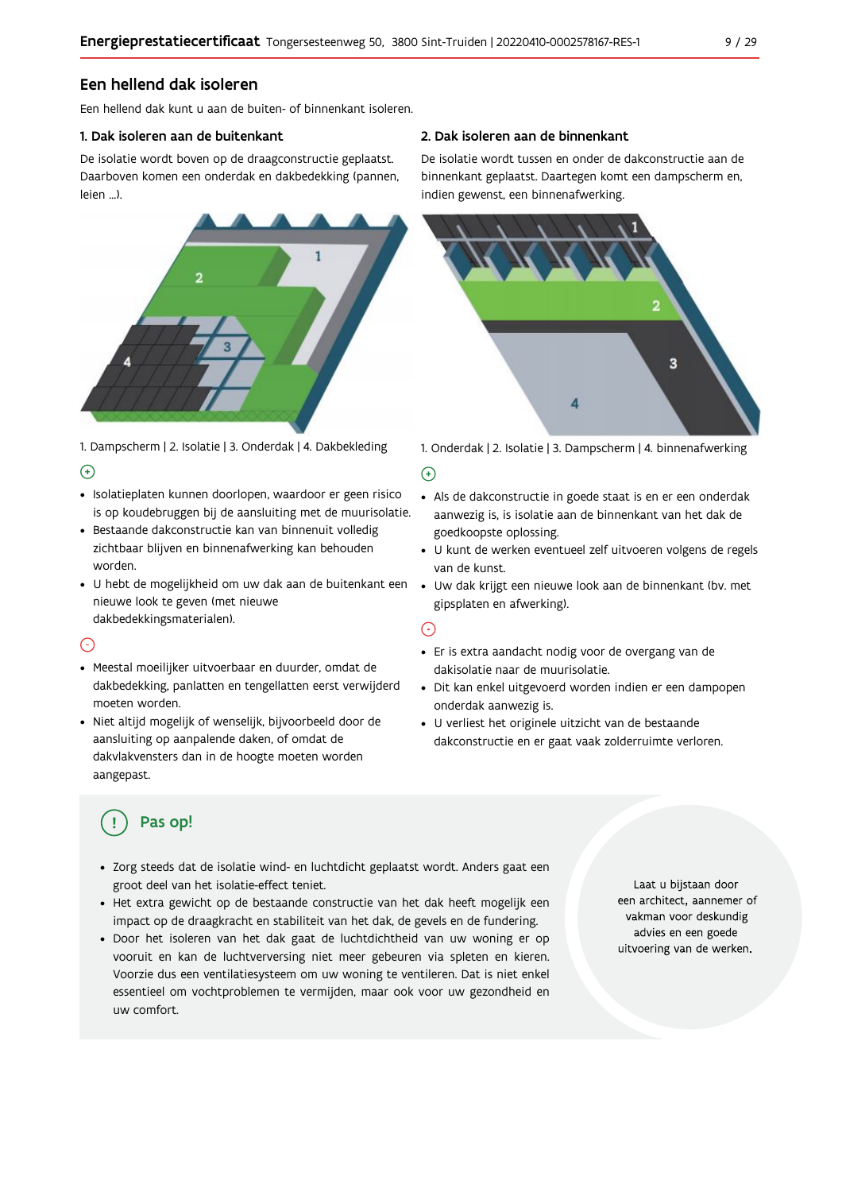## Een hellend dak isoleren

Een hellend dak kunt u aan de buiten- of binnenkant isoleren.

### 1. Dak isoleren aan de buitenkant

De isolatie wordt boven op de draagconstructie geplaatst. Daarboven komen een onderdak en dakbedekking (pannen, leien ...).

1. Dampscherm | 2. Isolatie | 3. Onderdak | 4. Dakbekleding

(+)

- Isolatieplaten kunnen doorlopen, waardoor er geen risico is op koudebruggen bij de aansluiting met de muurisolatie.
- Bestaande dakconstructie kan van binnenuit volledig zichtbaar blijven en binnenafwerking kan behouden worden.
- U hebt de mogelijkheid om uw dak aan de buitenkant een nieuwe look te geven (met nieuwe dakbedekkingsmaterialen).

(-)

- Meestal moeilijker uitvoerbaar en duurder, omdat de dakbedekking, panlatten en tengellatten eerst verwijderd moeten worden.
- Niet altijd mogelijk of wenselijk, bijvoorbeeld door de aansluiting op aanpalende daken, of omdat de dakvlakvensters dan in de hoogte moeten worden aangepast.

### 2. Dak isoleren aan de binnenkant

De isolatie wordt tussen en onder de dakconstructie aan de binnenkant geplaatst. Daartegen komt een dampscherm en, indien gewenst, een binnenafwerking.

1. Onderdak | 2. Isolatie | 3. Dampscherm | 4. binnenafwerking

(+)

- Als de dakconstructie in goede staat is en er een onderdak aanwezig is, is isolatie aan de binnenkant van het dak de goedkoopste oplossing.
- U kunt de werken eventueel zelf uitvoeren volgens de regels van de kunst.
- Uw dak krijgt een nieuwe look aan de binnenkant (bv. met gipsplaten en afwerking).

(-)

- Er is extra aandacht nodig voor de overgang van de dakisolatie naar de muurisolatie.
- Dit kan enkel uitgevoerd worden indien er een dampopen onderdak aanwezig is.
- U verliest het originele uitzicht van de bestaande dakconstructie en er gaat vaak zolderruimte verloren.

### Pas op!

- Zorg steeds dat de isolatie wind- en luchtdicht geplaatst wordt. Anders gaat een groot deel van het isolatie-effect teniet.
- Het extra gewicht op de bestaande constructie van het dak heeft mogelijk een impact op de draagkracht en stabiliteit van het dak, de gevels en de fundering.
- Door het isoleren van het dak gaat de luchtdichtheid van uw woning er op vooruit en kan de luchtverversing niet meer gebeuren via spleten en kieren. Voorzie dus een ventilatiesysteem om uw woning te ventileren. Dat is niet enkel essentieel om vochtproblemen te vermijden, maar ook voor uw gezondheid en uw comfort.

Laat u bijstaan door een architect, aannemer of vakman voor deskundig advies en een goede uitvoering van de werken.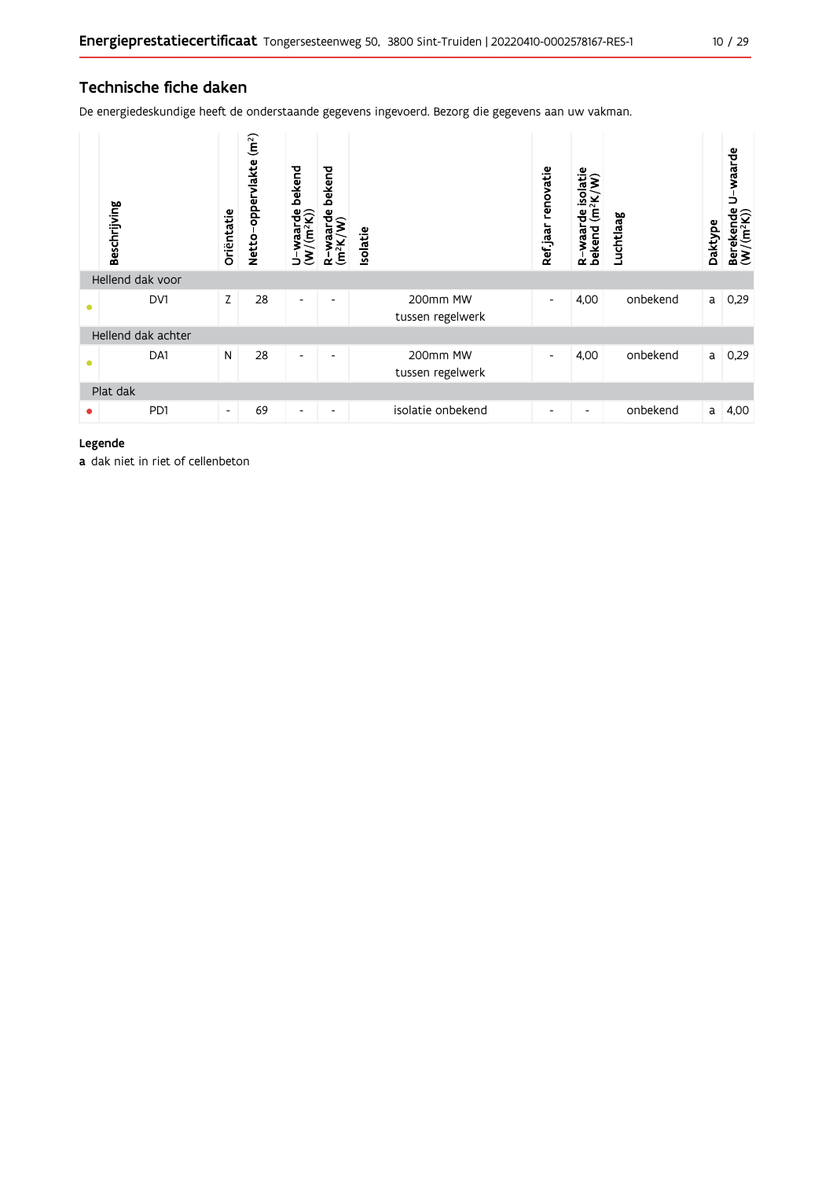## Technische fiche daken

De energiedeskundige heeft de onderstaande gegevens ingevoerd. Bezorg die gegevens aan uw vakman.

| | Beschrijving | Oriëntatie | Netto-oppervlakte ($m^2$) | U-waarde bekend ($W/(m^2K)$) | R-waarde bekend ($m^2K/W$) | Isolatie | Ref.jaar renovatie | R-waarde isolatie bekend ($m^2K/W$) | Luchtlaag | Daktype | Berekende U-waarde ($W/(m^2K)$) |
|---|---|---|---|---|---|---|---|---|---|---|---|
| Hellend dak voor | | | | | | | | | | | |
| ● | DV1 | Z | 28 | - | - | 200mm MW tussen regelwerk | - | 4,00 | onbekend | a | 0,29 |
| Hellend dak achter | | | | | | | | | | | |
| ● | DA1 | N | 28 | - | - | 200mm MW tussen regelwerk | - | 4,00 | onbekend | a | 0,29 |
| Plat dak | | | | | | | | | | | |
| ● | PD1 | - | 69 | - | - | isolatie onbekend | - | - | onbekend | a | 4,00 |

**Legende**

**a** dak niet in riet of cellenbeton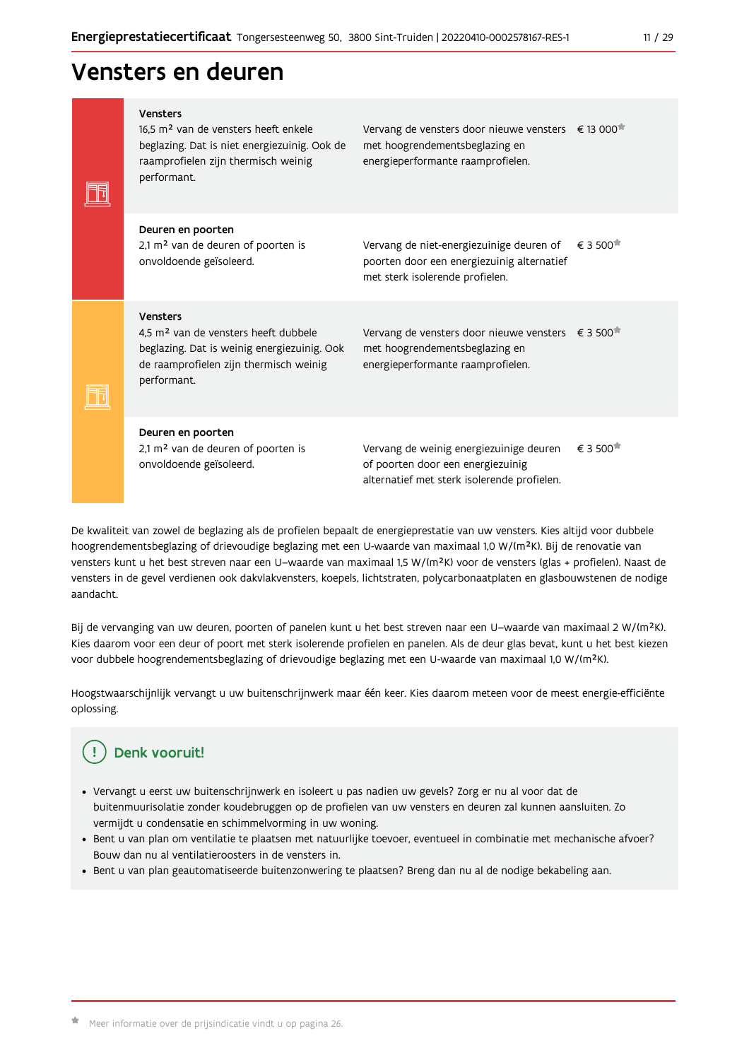# Vensters en deuren

| | | |
|---|---|---|
| **Vensters**<br>16,5 m² van de vensters heeft enkele beglazing. Dat is niet energiezuinig. Ook de raamprofielen zijn thermisch weinig performant. | Vervang de vensters door nieuwe vensters met hoogrendementsbeglazing en energieperformante raamprofielen. | € 13 000* |
| **Deuren en poorten**<br>2,1 m² van de deuren of poorten is onvoldoende geïsoleerd. | Vervang de niet-energiezuinige deuren of poorten door een energiezuinig alternatief met sterk isolerende profielen. | € 3 500* |
| **Vensters**<br>4,5 m² van de vensters heeft dubbele beglazing. Dat is weinig energiezuinig. Ook de raamprofielen zijn thermisch weinig performant. | Vervang de vensters door nieuwe vensters met hoogrendementsbeglazing en energieperformante raamprofielen. | € 3 500* |
| **Deuren en poorten**<br>2,1 m² van de deuren of poorten is onvoldoende geïsoleerd. | Vervang de weinig energiezuinige deuren of poorten door een energiezuinig alternatief met sterk isolerende profielen. | € 3 500* |

De kwaliteit van zowel de beglazing als de profielen bepaalt de energieprestatie van uw vensters. Kies altijd voor dubbele hoogrendementsbeglazing of drievoudige beglazing met een U-waarde van maximaal 1,0 W/(m²K). Bij de renovatie van vensters kunt u het best streven naar een U–waarde van maximaal 1,5 W/(m²K) voor de vensters (glas + profielen). Naast de vensters in de gevel verdienen ook dakvlakvensters, koepels, lichtstraten, polycarbonaatplaten en glasbouwstenen de nodige aandacht.

Bij de vervanging van uw deuren, poorten of panelen kunt u het best streven naar een U–waarde van maximaal 2 W/(m²K). Kies daarom voor een deur of poort met sterk isolerende profielen en panelen. Als de deur glas bevat, kunt u het best kiezen voor dubbele hoogrendementsbeglazing of drievoudige beglazing met een U-waarde van maximaal 1,0 W/(m²K).

Hoogstwaarschijnlijk vervangt u uw buitenschrijnwerk maar één keer. Kies daarom meteen voor de meest energie-efficiënte oplossing.

## Denk vooruit!

- Vervangt u eerst uw buitenschrijnwerk en isoleert u pas nadien uw gevels? Zorg er nu al voor dat de buitenmuurisolatie zonder koudebruggen op de profielen van uw vensters en deuren zal kunnen aansluiten. Zo vermijdt u condensatie en schimmelvorming in uw woning.
- Bent u van plan om ventilatie te plaatsen met natuurlijke toevoer, eventueel in combinatie met mechanische afvoer? Bouw dan nu al ventilatieroosters in de vensters in.
- Bent u van plan geautomatiseerde buitenzonwering te plaatsen? Breng dan nu al de nodige bekabeling aan.

* Meer informatie over de prijsindicatie vindt u op pagina 26.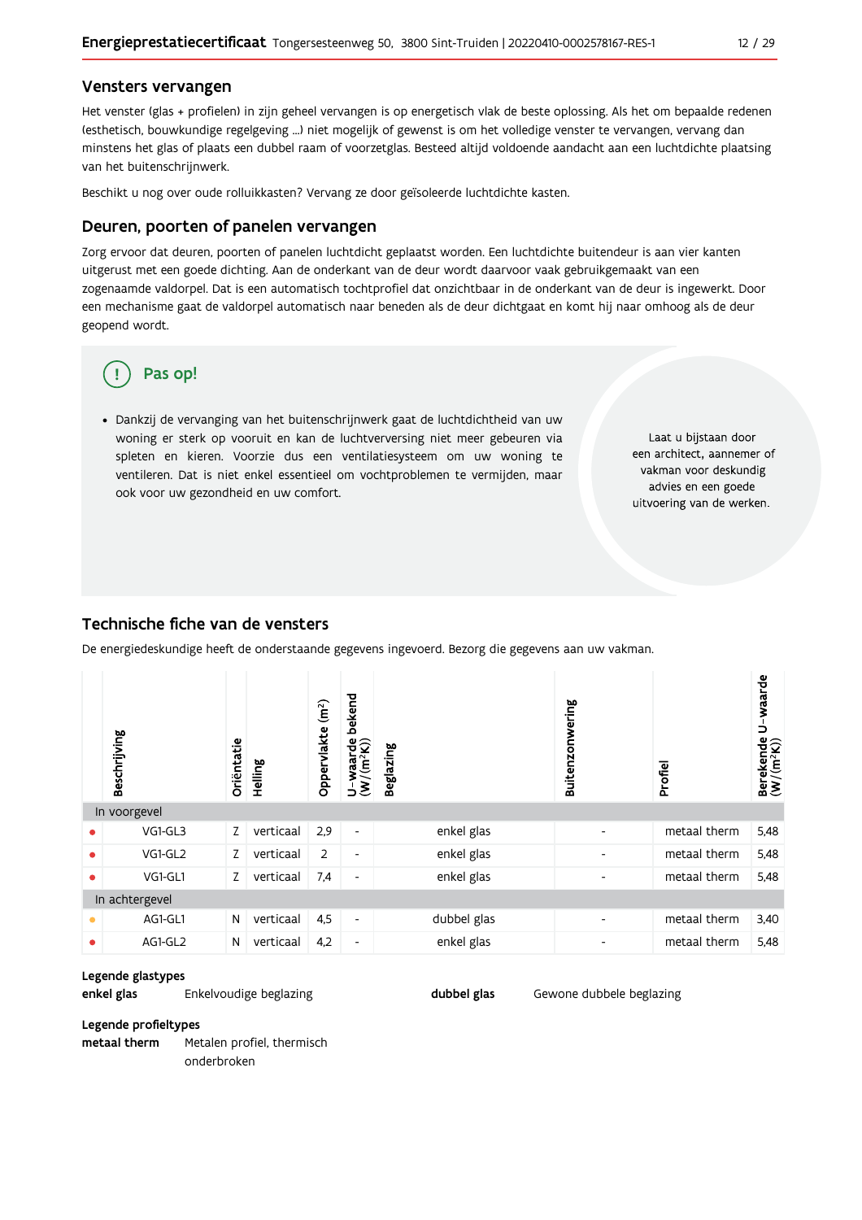## Vensters vervangen

Het venster (glas + profielen) in zijn geheel vervangen is op energetisch vlak de beste oplossing. Als het om bepaalde redenen (esthetisch, bouwkundige regelgeving ...) niet mogelijk of gewenst is om het volledige venster te vervangen, vervang dan minstens het glas of plaats een dubbel raam of voorzetglas. Besteed altijd voldoende aandacht aan een luchtdichte plaatsing van het buitenschrijnwerk.

Beschikt u nog over oude rolluikkasten? Vervang ze door geïsoleerde luchtdichte kasten.

## Deuren, poorten of panelen vervangen

Zorg ervoor dat deuren, poorten of panelen luchtdicht geplaatst worden. Een luchtdichte buitendeur is aan vier kanten uitgerust met een goede dichting. Aan de onderkant van de deur wordt daarvoor vaak gebruikgemaakt van een zogenaamde valdorpel. Dat is een automatisch tochtprofiel dat onzichtbaar in de onderkant van de deur is ingewerkt. Door een mechanisme gaat de valdorpel automatisch naar beneden als de deur dichtgaat en komt hij naar omhoog als de deur geopend wordt.

**Pas op!**

- Dankzij de vervanging van het buitenschrijnwerk gaat de luchtdichtheid van uw woning er sterk op vooruit en kan de luchtverversing niet meer gebeuren via spleten en kieren. Voorzie dus een ventilatiesysteem om uw woning te ventileren. Dat is niet enkel essentieel om vochtproblemen te vermijden, maar ook voor uw gezondheid en uw comfort.

Laat u bijstaan door een architect, aannemer of vakman voor deskundig advies en een goede uitvoering van de werken.

## Technische fiche van de vensters

De energiedeskundige heeft de onderstaande gegevens ingevoerd. Bezorg die gegevens aan uw vakman.

| | Beschrijving | Oriëntatie | Helling | Oppervlakte (m²) | U-waarde bekend (W/(m²K)) | Beglazing | Buitenzonwering | Profiel | Berekende U-waarde (W/(m²K)) |
|---|---|---|---|---|---|---|---|---|---|
| In voorgevel | | | | | | | | | |
| • | VG1-GL3 | Z | verticaal | 2,9 | - | enkel glas | - | metaal therm | 5,48 |
| • | VG1-GL2 | Z | verticaal | 2 | - | enkel glas | - | metaal therm | 5,48 |
| • | VG1-GL1 | Z | verticaal | 7,4 | - | enkel glas | - | metaal therm | 5,48 |
| In achtergevel | | | | | | | | | |
| • | AG1-GL1 | N | verticaal | 4,5 | - | dubbel glas | - | metaal therm | 3,40 |
| • | AG1-GL2 | N | verticaal | 4,2 | - | enkel glas | - | metaal therm | 5,48 |

**Legende glastypes**

**enkel glas** Enkelvoudige beglazing

**dubbel glas** Gewone dubbele beglazing

**Legende profieltypes**

**metaal therm** Metalen profiel, thermisch onderbroken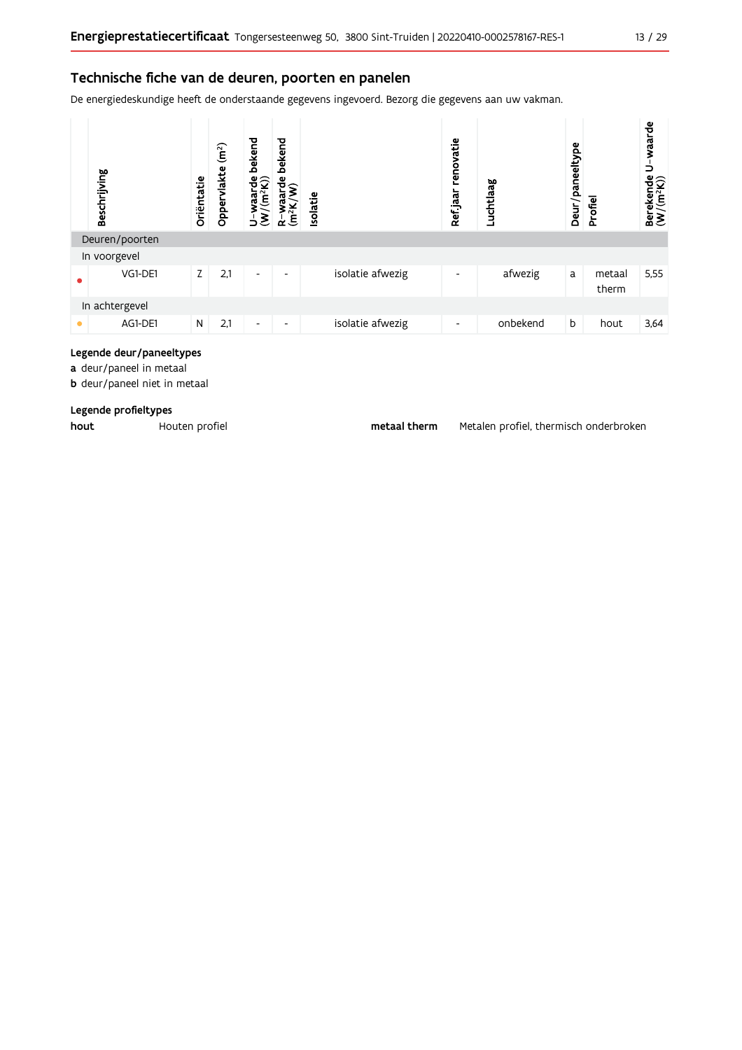## Technische fiche van de deuren, poorten en panelen

De energiedeskundige heeft de onderstaande gegevens ingevoerd. Bezorg die gegevens aan uw vakman.

| | Beschrijving | Oriëntatie | Oppervlakte (m²) | U-waarde bekend (W/(m²K)) | R-waarde bekend (m²K/W) | Isolatie | Ref.jaar renovatie | Luchtlaag | Deur/paneeltype | Profiel | Berekende U-waarde (W/(m²K)) |
|---|---|---|---|---|---|---|---|---|---|---|---|
| Deuren/poorten | | | | | | | | | | | |
| In voorgevel | | | | | | | | | | | |
| • | VG1-DE1 | Z | 2,1 | - | - | isolatie afwezig | - | afwezig | a | metaal therm | 5,55 |
| In achtergevel | | | | | | | | | | | |
| • | AG1-DE1 | N | 2,1 | - | - | isolatie afwezig | - | onbekend | b | hout | 3,64 |

**Legende deur/paneeltypes**

**a** deur/paneel in metaal
**b** deur/paneel niet in metaal

**Legende profieltypes**

**hout** Houten profiel

**metaal therm** Metalen profiel, thermisch onderbroken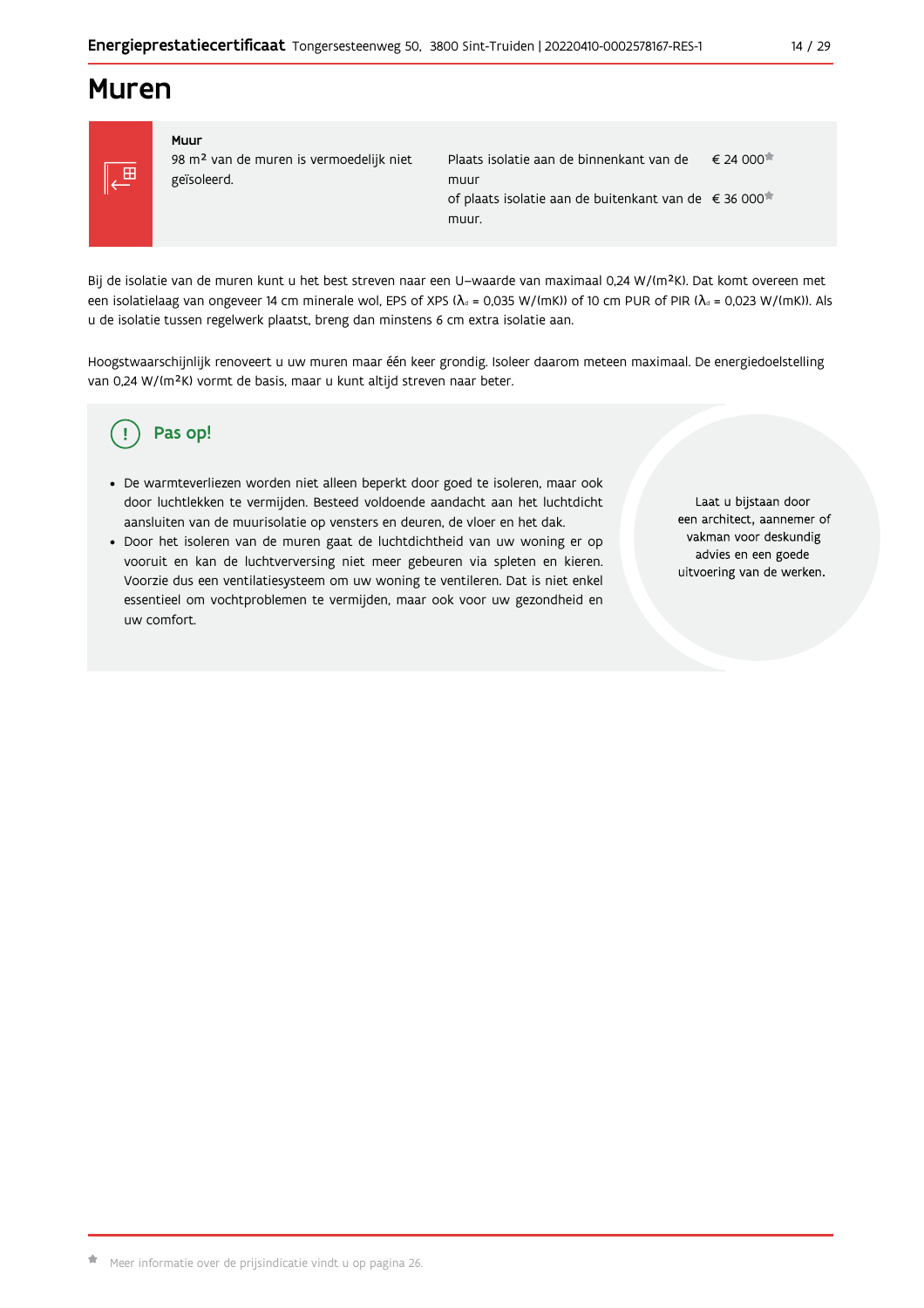# Muren

| Muur | | |
|---|---|---|
| 98 m² van de muren is vermoedelijk niet geïsoleerd. | Plaats isolatie aan de binnenkant van de muur | € 24 000* |
| | of plaats isolatie aan de buitenkant van de muur. | € 36 000* |

Bij de isolatie van de muren kunt u het best streven naar een U–waarde van maximaal 0,24 W/(m²K). Dat komt overeen met een isolatielaag van ongeveer 14 cm minerale wol, EPS of XPS ($\lambda_d$ = 0,035 W/(mK)) of 10 cm PUR of PIR ($\lambda_d$ = 0,023 W/(mK)). Als u de isolatie tussen regelwerk plaatst, breng dan minstens 6 cm extra isolatie aan.

Hoogstwaarschijnlijk renoveert u uw muren maar één keer grondig. Isoleer daarom meteen maximaal. De energiedoelstelling van 0,24 W/(m²K) vormt de basis, maar u kunt altijd streven naar beter.

## Pas op!

- De warmteverliezen worden niet alleen beperkt door goed te isoleren, maar ook door luchtlekken te vermijden. Besteed voldoende aandacht aan het luchtdicht aansluiten van de muurisolatie op vensters en deuren, de vloer en het dak.
- Door het isoleren van de muren gaat de luchtdichtheid van uw woning er op vooruit en kan de luchtverversing niet meer gebeuren via spleten en kieren. Voorzie dus een ventilatiesysteem om uw woning te ventileren. Dat is niet enkel essentieel om vochtproblemen te vermijden, maar ook voor uw gezondheid en uw comfort.

Laat u bijstaan door een architect, aannemer of vakman voor deskundig advies en een goede uitvoering van de werken.

* Meer informatie over de prijsindicatie vindt u op pagina 26.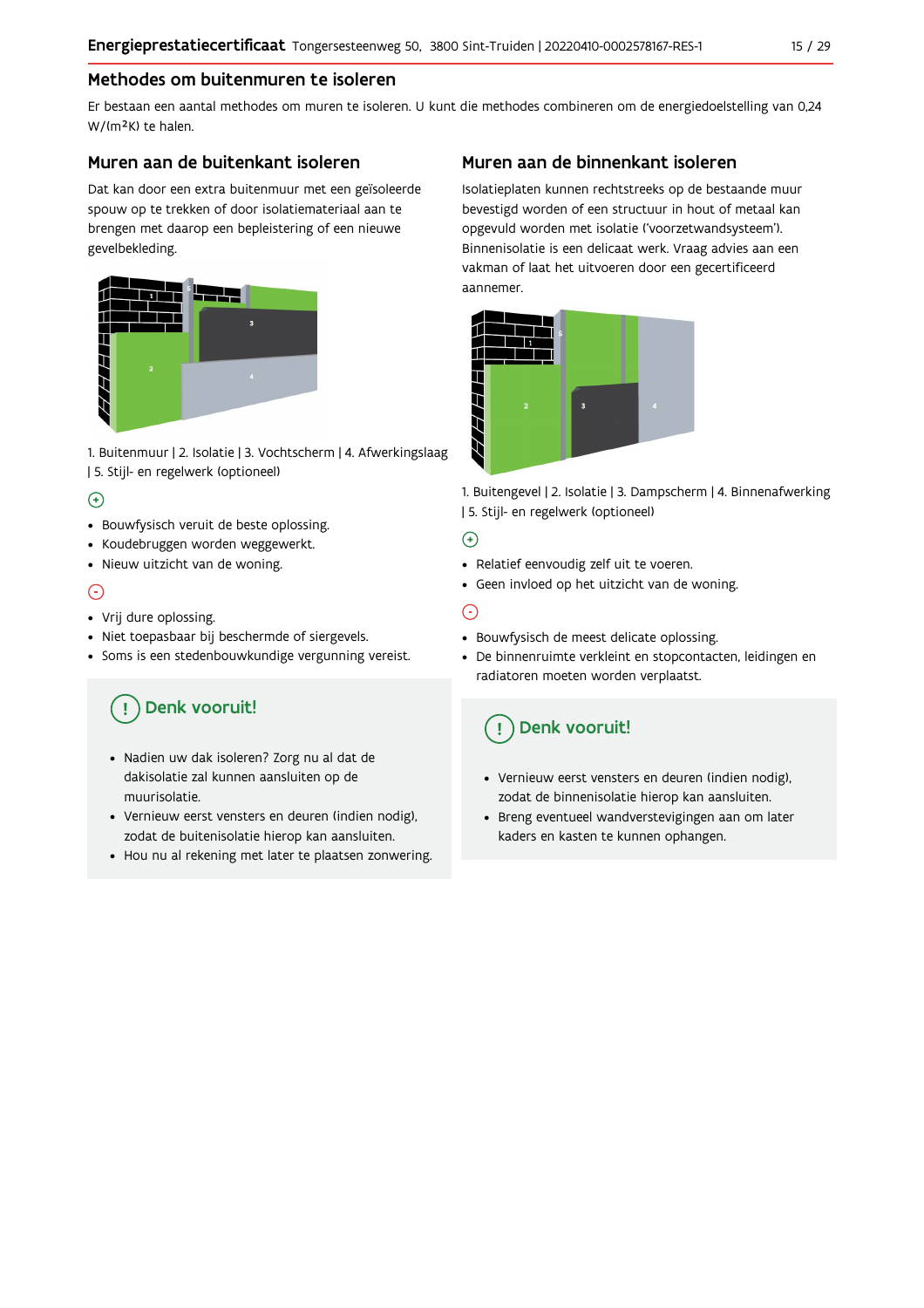## Methodes om buitenmuren te isoleren

Er bestaan een aantal methodes om muren te isoleren. U kunt die methodes combineren om de energiedoelstelling van 0,24 W/(m²K) te halen.

### Muren aan de buitenkant isoleren

Dat kan door een extra buitenmuur met een geïsoleerde spouw op te trekken of door isolatiemateriaal aan te brengen met daarop een bepleistering of een nieuwe gevelbekleding.

1. Buitenmuur | 2. Isolatie | 3. Vochtscherm | 4. Afwerkingslaag | 5. Stijl- en regelwerk (optioneel)

⊕

- Bouwfysisch veruit de beste oplossing.
- Koudebruggen worden weggewerkt.
- Nieuw uitzicht van de woning.

⊖

- Vrij dure oplossing.
- Niet toepasbaar bij beschermde of siergevels.
- Soms is een stedenbouwkundige vergunning vereist.

**! Denk vooruit!**

- Nadien uw dak isoleren? Zorg nu al dat de dakisolatie zal kunnen aansluiten op de muurisolatie.
- Vernieuw eerst vensters en deuren (indien nodig), zodat de buitenisolatie hierop kan aansluiten.
- Hou nu al rekening met later te plaatsen zonwering.

### Muren aan de binnenkant isoleren

Isolatieplaten kunnen rechtstreeks op de bestaande muur bevestigd worden of een structuur in hout of metaal kan opgevuld worden met isolatie ('voorzetwandsysteem'). Binnenisolatie is een delicaat werk. Vraag advies aan een vakman of laat het uitvoeren door een gecertificeerd aannemer.

1. Buitengevel | 2. Isolatie | 3. Dampscherm | 4. Binnenafwerking | 5. Stijl- en regelwerk (optioneel)

⊕

- Relatief eenvoudig zelf uit te voeren.
- Geen invloed op het uitzicht van de woning.

⊖

- Bouwfysisch de meest delicate oplossing.
- De binnenruimte verkleint en stopcontacten, leidingen en radiatoren moeten worden verplaatst.

**! Denk vooruit!**

- Vernieuw eerst vensters en deuren (indien nodig), zodat de binnenisolatie hierop kan aansluiten.
- Breng eventueel wandverstevigingen aan om later kaders en kasten te kunnen ophangen.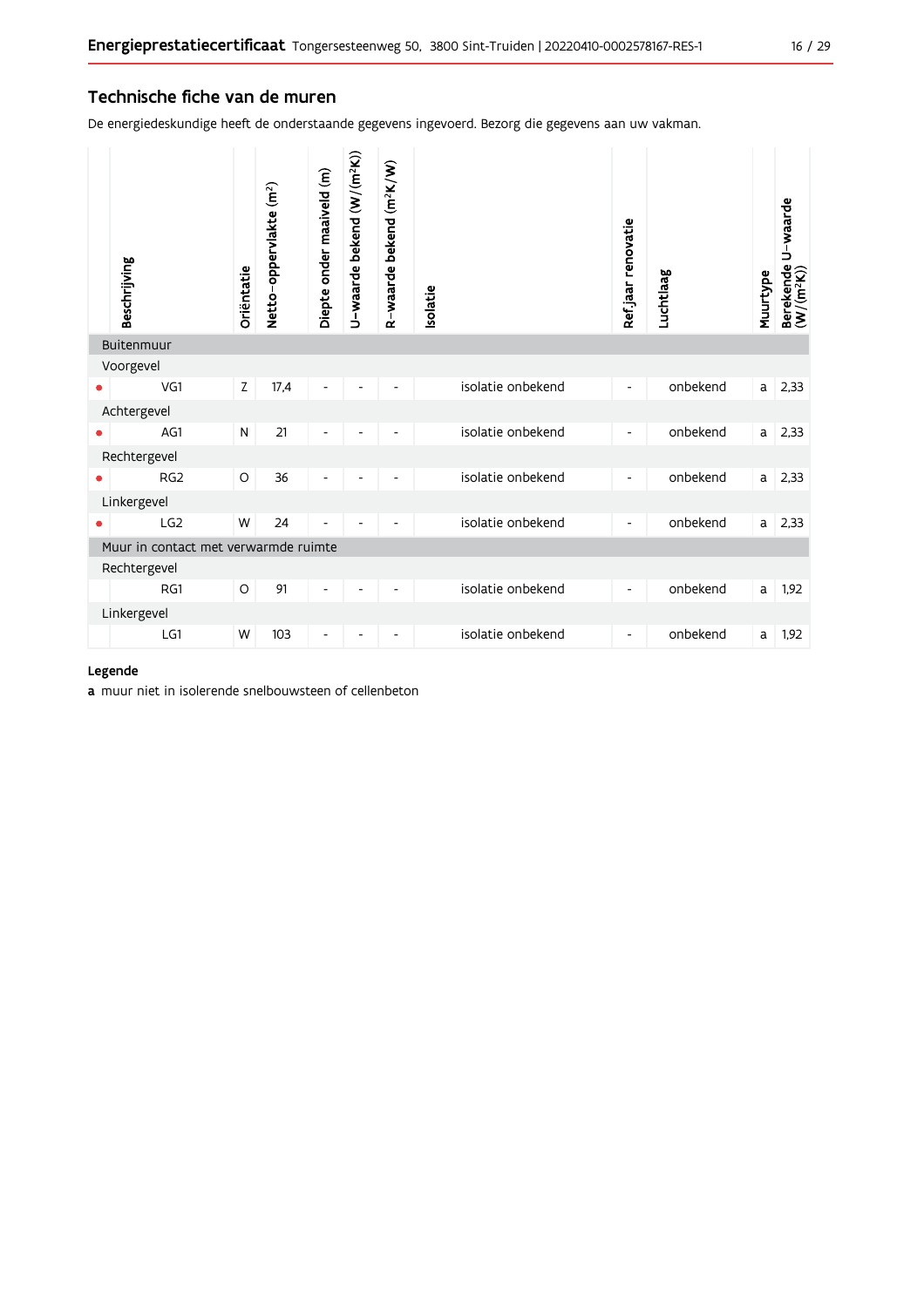## Technische fiche van de muren

De energiedeskundige heeft de onderstaande gegevens ingevoerd. Bezorg die gegevens aan uw vakman.

| | Beschrijving | Oriëntatie | Netto-oppervlakte ($m^2$) | Diepte onder maaiveld (m) | U-waarde bekend ($W/(m^2K)$) | R-waarde bekend ($m^2K/W$) | Isolatie | Ref.jaar renovatie | Luchtlaag | Muurtype | Berekende U-waarde ($W/(m^2K)$) |
|---|---|---|---|---|---|---|---|---|---|---|---|
| | **Buitenmuur** | | | | | | | | | | |
| | Voorgevel | | | | | | | | | | |
| • | VG1 | Z | 17,4 | - | - | - | isolatie onbekend | - | onbekend | a | 2,33 |
| | Achtergevel | | | | | | | | | | |
| • | AG1 | N | 21 | - | - | - | isolatie onbekend | - | onbekend | a | 2,33 |
| | Rechtergevel | | | | | | | | | | |
| • | RG2 | O | 36 | - | - | - | isolatie onbekend | - | onbekend | a | 2,33 |
| | Linkergevel | | | | | | | | | | |
| • | LG2 | W | 24 | - | - | - | isolatie onbekend | - | onbekend | a | 2,33 |
| | **Muur in contact met verwarmde ruimte** | | | | | | | | | | |
| | Rechtergevel | | | | | | | | | | |
| | RG1 | O | 91 | - | - | - | isolatie onbekend | - | onbekend | a | 1,92 |
| | Linkergevel | | | | | | | | | | |
| | LG1 | W | 103 | - | - | - | isolatie onbekend | - | onbekend | a | 1,92 |

**Legende**

**a** muur niet in isolerende snelbouwsteen of cellenbeton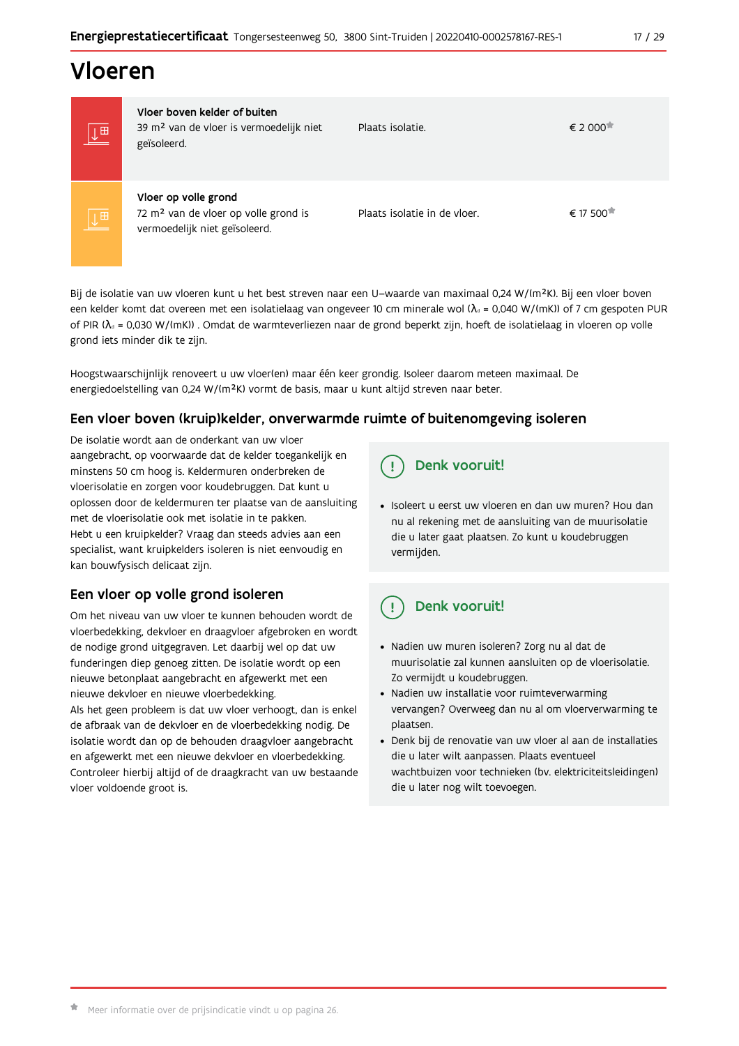# Vloeren

| | | | |
|---|---|---|---|
| | **Vloer boven kelder of buiten**<br>39 m² van de vloer is vermoedelijk niet geïsoleerd. | Plaats isolatie. | € 2 000* |
| | **Vloer op volle grond**<br>72 m² van de vloer op volle grond is vermoedelijk niet geïsoleerd. | Plaats isolatie in de vloer. | € 17 500* |

Bij de isolatie van uw vloeren kunt u het best streven naar een U–waarde van maximaal 0,24 W/(m²K). Bij een vloer boven een kelder komt dat overeen met een isolatielaag van ongeveer 10 cm minerale wol ($\lambda_d$ = 0,040 W/(mK)) of 7 cm gespoten PUR of PIR ($\lambda_d$ = 0,030 W/(mK)) . Omdat de warmteverliezen naar de grond beperkt zijn, hoeft de isolatielaag in vloeren op volle grond iets minder dik te zijn.

Hoogstwaarschijnlijk renoveert u uw vloer(en) maar één keer grondig. Isoleer daarom meteen maximaal. De energiedoelstelling van 0,24 W/(m²K) vormt de basis, maar u kunt altijd streven naar beter.

## Een vloer boven (kruip)kelder, onverwarmde ruimte of buitenomgeving isoleren

De isolatie wordt aan de onderkant van uw vloer aangebracht, op voorwaarde dat de kelder toegankelijk en minstens 50 cm hoog is. Keldermuren onderbreken de vloerisolatie en zorgen voor koudebruggen. Dat kunt u oplossen door de keldermuren ter plaatse van de aansluiting met de vloerisolatie ook met isolatie in te pakken.
Hebt u een kruipkelder? Vraag dan steeds advies aan een specialist, want kruipkelders isoleren is niet eenvoudig en kan bouwfysisch delicaat zijn.

### Denk vooruit!

- Isoleert u eerst uw vloeren en dan uw muren? Hou dan nu al rekening met de aansluiting van de muurisolatie die u later gaat plaatsen. Zo kunt u koudebruggen vermijden.

## Een vloer op volle grond isoleren

Om het niveau van uw vloer te kunnen behouden wordt de vloerbedekking, dekvloer en draagvloer afgebroken en wordt de nodige grond uitgegraven. Let daarbij wel op dat uw funderingen diep genoeg zitten. De isolatie wordt op een nieuwe betonplaat aangebracht en afgewerkt met een nieuwe dekvloer en nieuwe vloerbedekking.
Als het geen probleem is dat uw vloer verhoogt, dan is enkel de afbraak van de dekvloer en de vloerbedekking nodig. De isolatie wordt dan op de behouden draagvloer aangebracht en afgewerkt met een nieuwe dekvloer en vloerbedekking. Controleer hierbij altijd of de draagkracht van uw bestaande vloer voldoende groot is.

### Denk vooruit!

- Nadien uw muren isoleren? Zorg nu al dat de muurisolatie zal kunnen aansluiten op de vloerisolatie. Zo vermijdt u koudebruggen.
- Nadien uw installatie voor ruimteverwarming vervangen? Overweeg dan nu al om vloerverwarming te plaatsen.
- Denk bij de renovatie van uw vloer al aan de installaties die u later wilt aanpassen. Plaats eventueel wachtbuizen voor technieken (bv. elektriciteitsleidingen) die u later nog wilt toevoegen.

* Meer informatie over de prijsindicatie vindt u op pagina 26.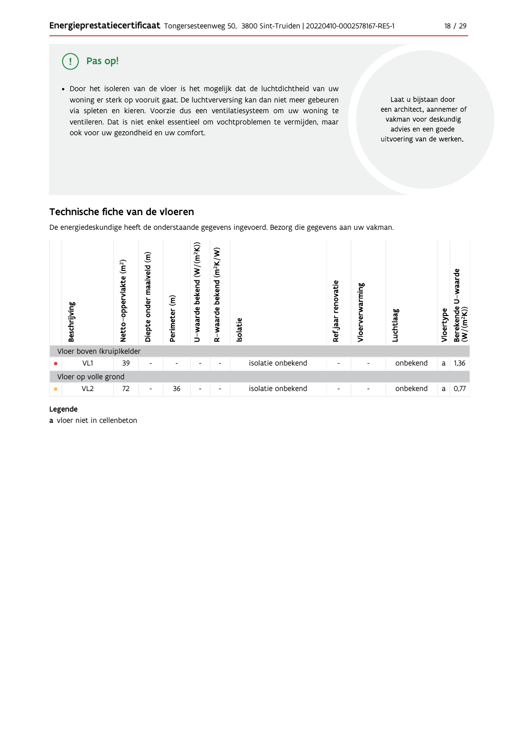## Pas op!

- Door het isoleren van de vloer is het mogelijk dat de luchtdichtheid van uw woning er sterk op vooruit gaat. De luchtverversing kan dan niet meer gebeuren via spleten en kieren. Voorzie dus een ventilatiesysteem om uw woning te ventileren. Dat is niet enkel essentieel om vochtproblemen te vermijden, maar ook voor uw gezondheid en uw comfort.

Laat u bijstaan door een architect, aannemer of vakman voor deskundig advies en een goede uitvoering van de werken.

## Technische fiche van de vloeren

De energiedeskundige heeft de onderstaande gegevens ingevoerd. Bezorg die gegevens aan uw vakman.

| | Beschrijving | Netto-oppervlakte (m²) | Diepte onder maaiveld (m) | Perimeter (m) | U-waarde bekend (W/(m²K)) | R-waarde bekend (m²K/W) | Isolatie | Ref jaar renovatie | Vloerverwarming | Luchtlaag | Vloertype | Berekende U-waarde (W/(m²K)) |
|---|---|---|---|---|---|---|---|---|---|---|---|---|
| Vloer boven (kruip)kelder | | | | | | | | | | | | |
| • | VL1 | 39 | - | - | - | - | isolatie onbekend | - | - | onbekend | a | 1,36 |
| Vloer op volle grond | | | | | | | | | | | | |
| • | VL2 | 72 | - | 36 | - | - | isolatie onbekend | - | - | onbekend | a | 0,77 |

**Legende**

**a** vloer niet in cellenbeton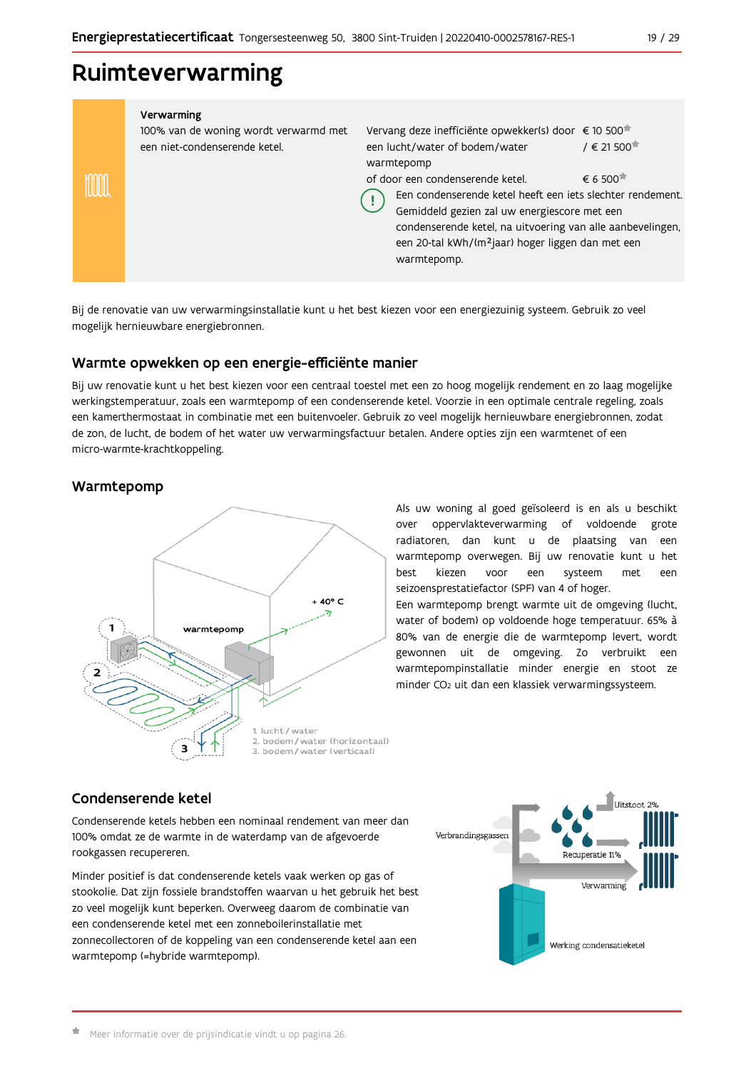# Ruimteverwarming

| Verwarming | | |
|---|---|---|
| 100% van de woning wordt verwarmd met een niet-condenserende ketel. | Vervang deze inefficiënte opwekker(s) door een lucht/water of bodem/water warmtepomp | € 10 500* / € 21 500* |
| | of door een condenserende ketel. | € 6 500* |
| | Een condenserende ketel heeft een iets slechter rendement. Gemiddeld gezien zal uw energiescore met een condenserende ketel, na uitvoering van alle aanbevelingen, een 20-tal kWh/(m²jaar) hoger liggen dan met een warmtepomp. | |

Bij de renovatie van uw verwarmingsinstallatie kunt u het best kiezen voor een energiezuinig systeem. Gebruik zo veel mogelijk hernieuwbare energiebronnen.

## Warmte opwekken op een energie-efficiënte manier

Bij uw renovatie kunt u het best kiezen voor een centraal toestel met een zo hoog mogelijk rendement en zo laag mogelijke werkingstemperatuur, zoals een warmtepomp of een condenserende ketel. Voorzie in een optimale centrale regeling, zoals een kamerthermostaat in combinatie met een buitenvoeler. Gebruik zo veel mogelijk hernieuwbare energiebronnen, zodat de zon, de lucht, de bodem of het water uw verwarmingsfactuur betalen. Andere opties zijn een warmtenet of een micro-warmte-krachtkoppeling.

## Warmtepomp

1. lucht / water
2. bodem / water (horizontaal)
3. bodem / water (verticaal)

Als uw woning al goed geïsoleerd is en als u beschikt over oppervlakteverwarming of voldoende grote radiatoren, dan kunt u de plaatsing van een warmtepomp overwegen. Bij uw renovatie kunt u het best kiezen voor een systeem met een seizoensprestatiefactor (SPF) van 4 of hoger.

Een warmtepomp brengt warmte uit de omgeving (lucht, water of bodem) op voldoende hoge temperatuur. 65% à 80% van de energie die de warmtepomp levert, wordt gewonnen uit de omgeving. Zo verbruikt een warmtepompinstallatie minder energie en stoot ze minder $CO_2$ uit dan een klassiek verwarmingssysteem.

## Condenserende ketel

Condenserende ketels hebben een nominaal rendement van meer dan 100% omdat ze de warmte in de waterdamp van de afgevoerde rookgassen recupereren.

Minder positief is dat condenserende ketels vaak werken op gas of stookolie. Dat zijn fossiele brandstoffen waarvan u het gebruik het best zo veel mogelijk kunt beperken. Overweeg daarom de combinatie van een condenserende ketel met een zonneboilerinstallatie met zonnecollectoren of de koppeling van een condenserende ketel aan een warmtepomp (=hybride warmtepomp).

* Meer informatie over de prijsindicatie vindt u op pagina 26.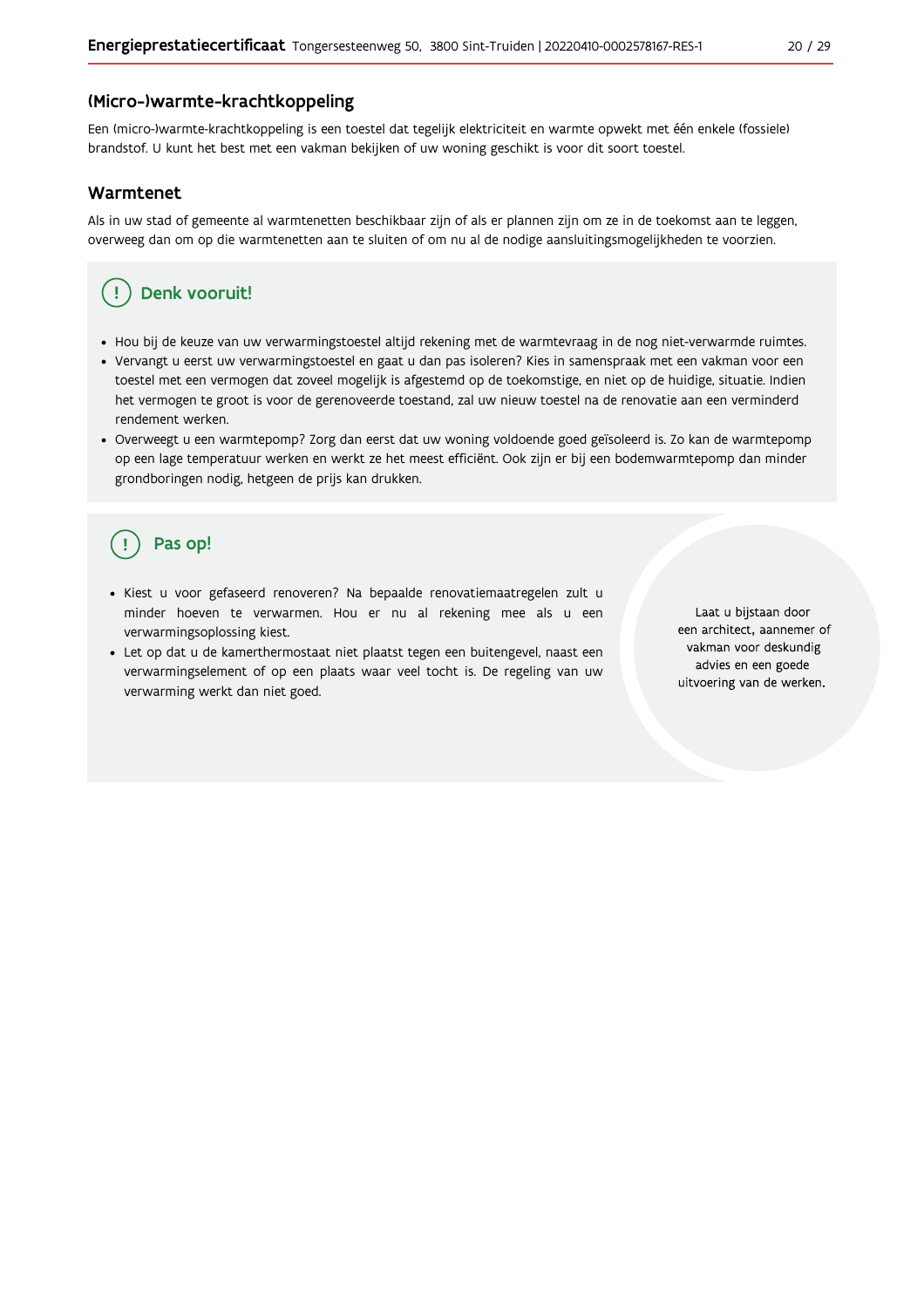## (Micro-)warmte-krachtkoppeling

Een (micro-)warmte-krachtkoppeling is een toestel dat tegelijk elektriciteit en warmte opwekt met één enkele (fossiele) brandstof. U kunt het best met een vakman bekijken of uw woning geschikt is voor dit soort toestel.

## Warmtenet

Als in uw stad of gemeente al warmtenetten beschikbaar zijn of als er plannen zijn om ze in de toekomst aan te leggen, overweeg dan om op die warmtenetten aan te sluiten of om nu al de nodige aansluitingsmogelijkheden te voorzien.

### Denk vooruit!

- Hou bij de keuze van uw verwarmingstoestel altijd rekening met de warmtevraag in de nog niet-verwarmde ruimtes.
- Vervangt u eerst uw verwarmingstoestel en gaat u dan pas isoleren? Kies in samenspraak met een vakman voor een toestel met een vermogen dat zoveel mogelijk is afgestemd op de toekomstige, en niet op de huidige, situatie. Indien het vermogen te groot is voor de gerenoveerde toestand, zal uw nieuw toestel na de renovatie aan een verminderd rendement werken.
- Overweegt u een warmtepomp? Zorg dan eerst dat uw woning voldoende goed geïsoleerd is. Zo kan de warmtepomp op een lage temperatuur werken en werkt ze het meest efficiënt. Ook zijn er bij een bodemwarmtepomp dan minder grondboringen nodig, hetgeen de prijs kan drukken.

### Pas op!

- Kiest u voor gefaseerd renoveren? Na bepaalde renovatiemaatregelen zult u minder hoeven te verwarmen. Hou er nu al rekening mee als u een verwarmingsoplossing kiest.
- Let op dat u de kamerthermostaat niet plaatst tegen een buitengevel, naast een verwarmingselement of op een plaats waar veel tocht is. De regeling van uw verwarming werkt dan niet goed.

Laat u bijstaan door een architect, aannemer of vakman voor deskundig advies en een goede uitvoering van de werken.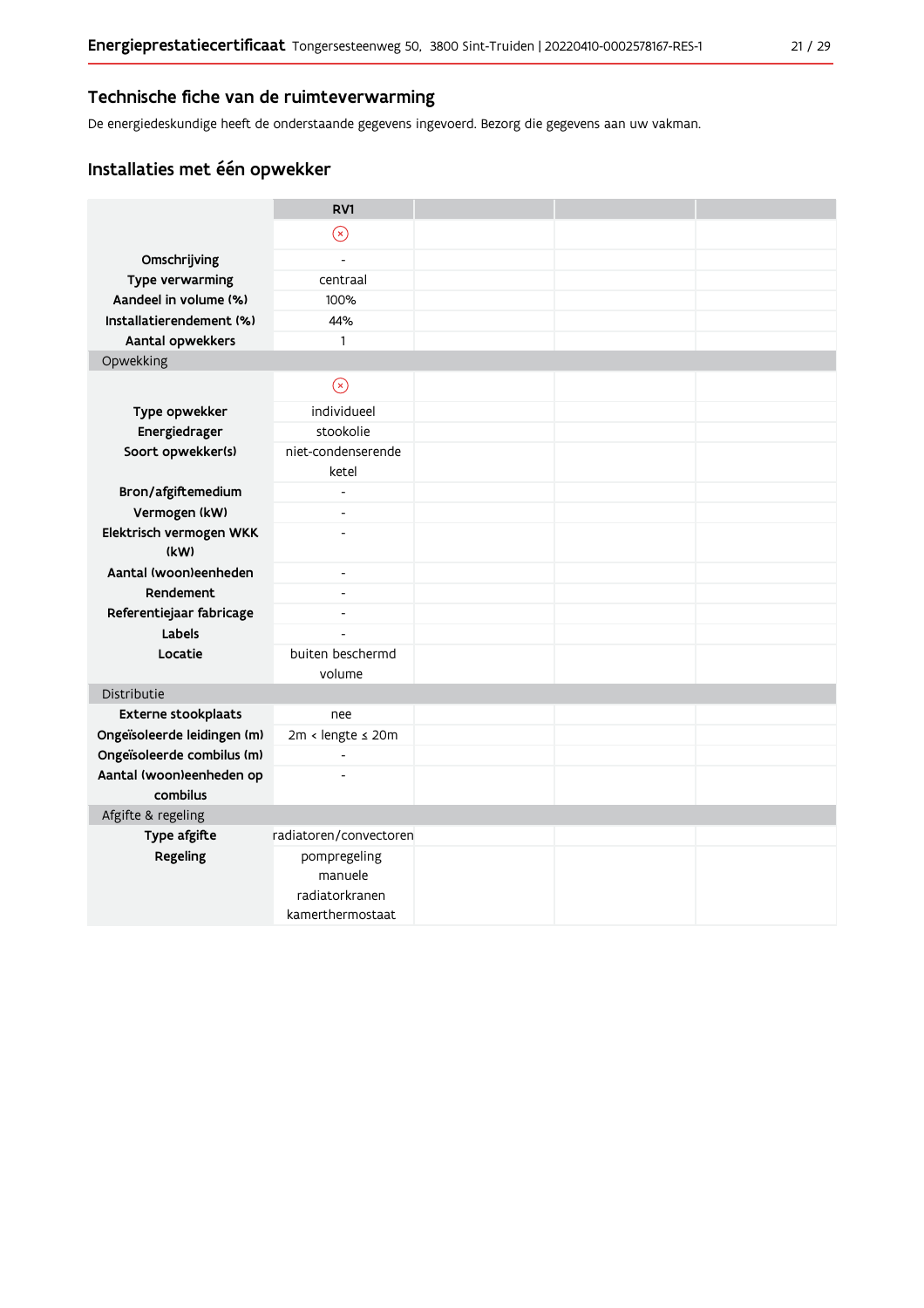## Technische fiche van de ruimteverwarming

De energiedeskundige heeft de onderstaande gegevens ingevoerd. Bezorg die gegevens aan uw vakman.

## Installaties met één opwekker

| | RV1 | | | |
|---|---|---|---|---|
| | ⊗ | | | |
| **Omschrijving** | - | | | |
| **Type verwarming** | centraal | | | |
| **Aandeel in volume (%)** | 100% | | | |
| **Installatierendement (%)** | 44% | | | |
| **Aantal opwekkers** | 1 | | | |
| Opwekking | | | | |
| | ⊗ | | | |
| **Type opwekker** | individueel | | | |
| **Energiedrager** | stookolie | | | |
| **Soort opwekker(s)** | niet-condenserende ketel | | | |
| **Bron/afgiftemedium** | - | | | |
| **Vermogen (kW)** | - | | | |
| **Elektrisch vermogen WKK (kW)** | - | | | |
| **Aantal (woon)eenheden** | - | | | |
| **Rendement** | - | | | |
| **Referentiejaar fabricage** | - | | | |
| **Labels** | - | | | |
| **Locatie** | buiten beschermd volume | | | |
| Distributie | | | | |
| **Externe stookplaats** | nee | | | |
| **Ongeïsoleerde leidingen (m)** | 2m < lengte ≤ 20m | | | |
| **Ongeïsoleerde combilus (m)** | - | | | |
| **Aantal (woon)eenheden op combilus** | - | | | |
| Afgifte & regeling | | | | |
| **Type afgifte** | radiatoren/convectoren | | | |
| **Regeling** | pompregeling<br>manuele radiatorkranen<br>kamerthermostaat | | | |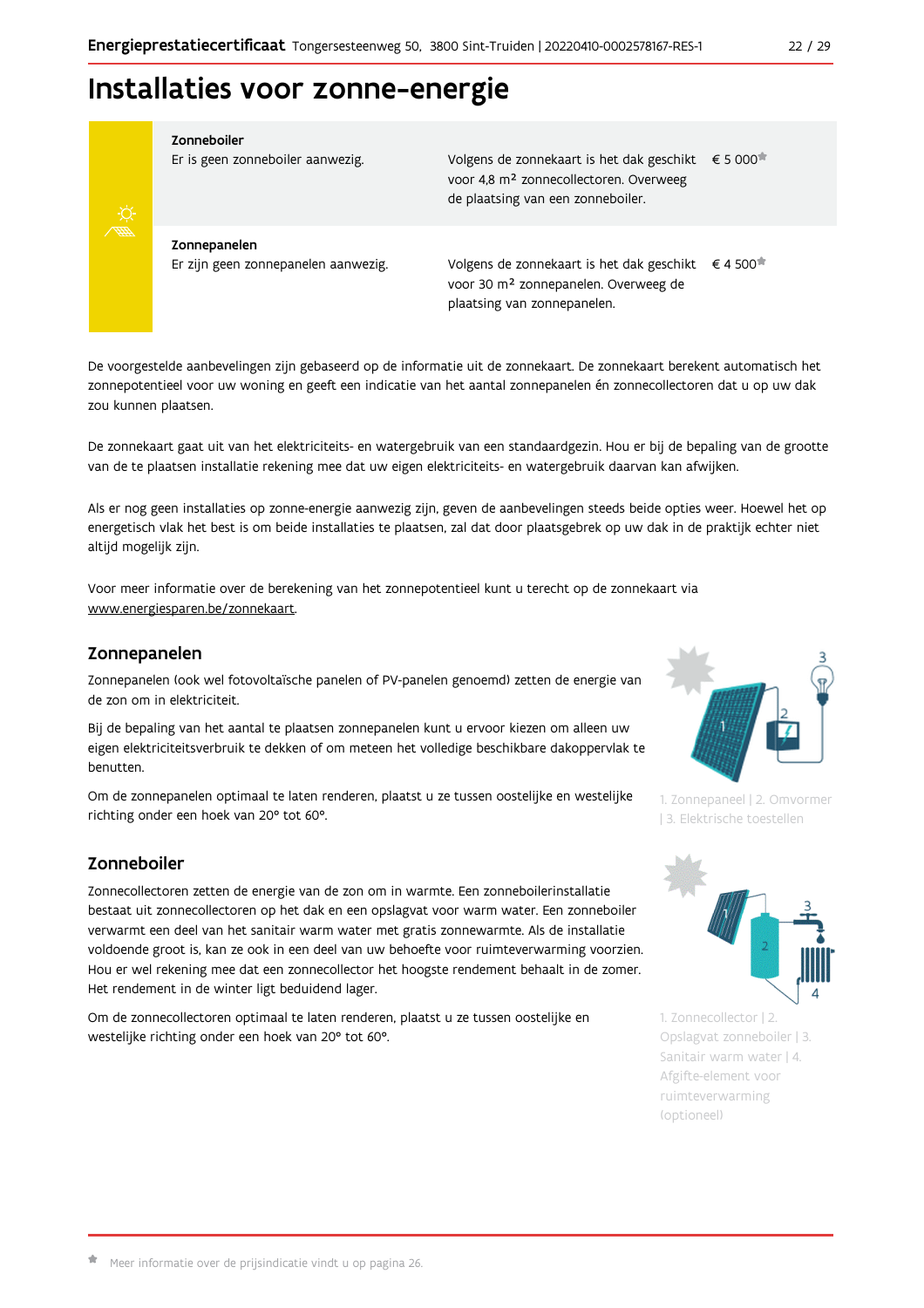# Installaties voor zonne-energie

| | | |
|---|---|---|
| **Zonneboiler**<br>Er is geen zonneboiler aanwezig. | Volgens de zonnekaart is het dak geschikt voor 4,8 m² zonnecollectoren. Overweeg de plaatsing van een zonneboiler. | € 5 000* |
| **Zonnepanelen**<br>Er zijn geen zonnepanelen aanwezig. | Volgens de zonnekaart is het dak geschikt voor 30 m² zonnepanelen. Overweeg de plaatsing van zonnepanelen. | € 4 500* |

De voorgestelde aanbevelingen zijn gebaseerd op de informatie uit de zonnekaart. De zonnekaart berekent automatisch het zonnepotentieel voor uw woning en geeft een indicatie van het aantal zonnepanelen én zonnecollectoren dat u op uw dak zou kunnen plaatsen.

De zonnekaart gaat uit van het elektriciteits- en watergebruik van een standaardgezin. Hou er bij de bepaling van de grootte van de te plaatsen installatie rekening mee dat uw eigen elektriciteits- en watergebruik daarvan kan afwijken.

Als er nog geen installaties op zonne-energie aanwezig zijn, geven de aanbevelingen steeds beide opties weer. Hoewel het op energetisch vlak het best is om beide installaties te plaatsen, zal dat door plaatsgebrek op uw dak in de praktijk echter niet altijd mogelijk zijn.

Voor meer informatie over de berekening van het zonnepotentieel kunt u terecht op de zonnekaart via www.energiesparen.be/zonnekaart.

## Zonnepanelen

Zonnepanelen (ook wel fotovoltaïsche panelen of PV-panelen genoemd) zetten de energie van de zon om in elektriciteit.

Bij de bepaling van het aantal te plaatsen zonnepanelen kunt u ervoor kiezen om alleen uw eigen elektriciteitsverbruik te dekken of om meteen het volledige beschikbare dakoppervlak te benutten.

Om de zonnepanelen optimaal te laten renderen, plaatst u ze tussen oostelijke en westelijke richting onder een hoek van 20° tot 60°.

1. Zonnepaneel | 2. Omvormer | 3. Elektrische toestellen

## Zonneboiler

Zonnecollectoren zetten de energie van de zon om in warmte. Een zonneboilerinstallatie bestaat uit zonnecollectoren op het dak en een opslagvat voor warm water. Een zonneboiler verwarmt een deel van het sanitair warm water met gratis zonnewarmte. Als de installatie voldoende groot is, kan ze ook in een deel van uw behoefte voor ruimteverwarming voorzien. Hou er wel rekening mee dat een zonnecollector het hoogste rendement behaalt in de zomer. Het rendement in de winter ligt beduidend lager.

Om de zonnecollectoren optimaal te laten renderen, plaatst u ze tussen oostelijke en westelijke richting onder een hoek van 20° tot 60°.

1. Zonnecollector | 2. Opslagvat zonneboiler | 3. Sanitair warm water | 4. Afgifte-element voor ruimteverwarming (optioneel)

* Meer informatie over de prijsindicatie vindt u op pagina 26.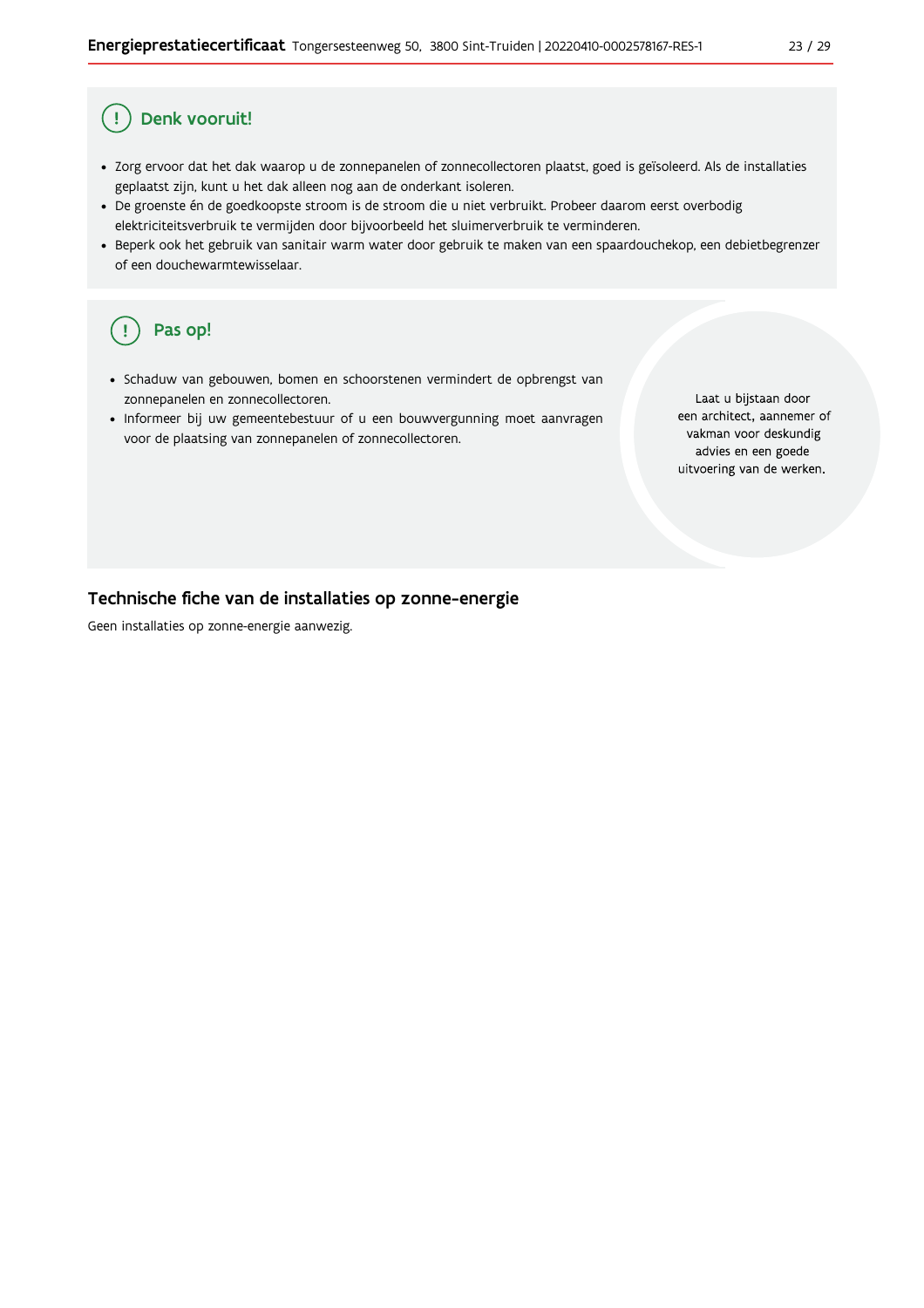## ! Denk vooruit!

- Zorg ervoor dat het dak waarop u de zonnepanelen of zonnecollectoren plaatst, goed is geïsoleerd. Als de installaties geplaatst zijn, kunt u het dak alleen nog aan de onderkant isoleren.
- De groenste én de goedkoopste stroom is de stroom die u niet verbruikt. Probeer daarom eerst overbodig elektriciteitsverbruik te vermijden door bijvoorbeeld het sluimerverbruik te verminderen.
- Beperk ook het gebruik van sanitair warm water door gebruik te maken van een spaardouchekop, een debietbegrenzer of een douchewarmtewisselaar.

## ! Pas op!

- Schaduw van gebouwen, bomen en schoorstenen vermindert de opbrengst van zonnepanelen en zonnecollectoren.
- Informeer bij uw gemeentebestuur of u een bouwvergunning moet aanvragen voor de plaatsing van zonnepanelen of zonnecollectoren.

Laat u bijstaan door een architect, aannemer of vakman voor deskundig advies en een goede uitvoering van de werken.

## Technische fiche van de installaties op zonne-energie

Geen installaties op zonne-energie aanwezig.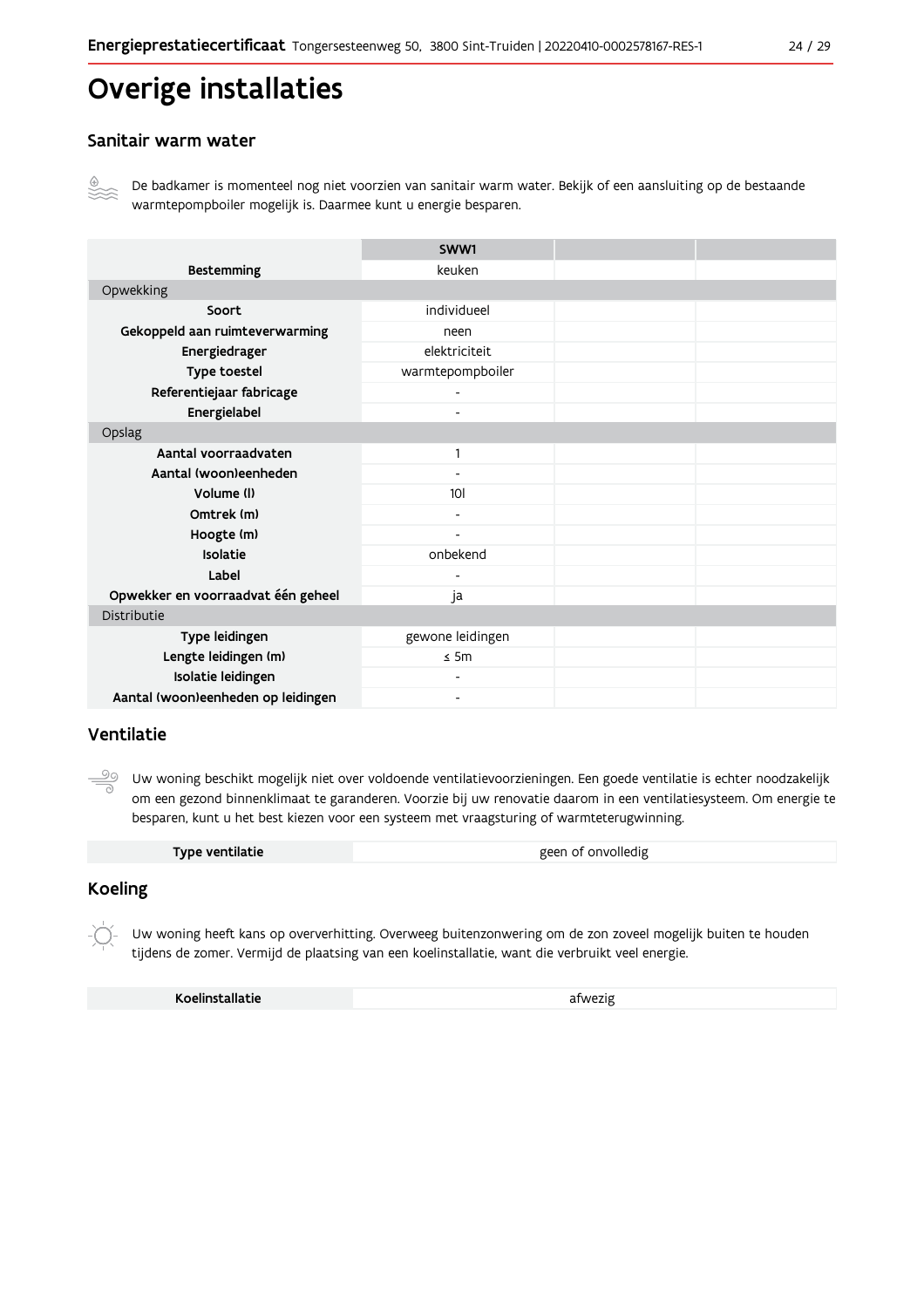# Overige installaties

## Sanitair warm water

De badkamer is momenteel nog niet voorzien van sanitair warm water. Bekijk of een aansluiting op de bestaande warmtepompboiler mogelijk is. Daarmee kunt u energie besparen.

| | SWW1 | | |
|---|---|---|---|
| **Bestemming** | keuken | | |
| Opwekking | | | |
| **Soort** | individueel | | |
| **Gekoppeld aan ruimteverwarming** | neen | | |
| **Energiedrager** | elektriciteit | | |
| **Type toestel** | warmtepompboiler | | |
| **Referentiejaar fabricage** | - | | |
| **Energielabel** | - | | |
| Opslag | | | |
| **Aantal voorraadvaten** | 1 | | |
| **Aantal (woon)eenheden** | - | | |
| **Volume (l)** | 10l | | |
| **Omtrek (m)** | - | | |
| **Hoogte (m)** | - | | |
| **Isolatie** | onbekend | | |
| **Label** | - | | |
| **Opwekker en voorraadvat één geheel** | ja | | |
| Distributie | | | |
| **Type leidingen** | gewone leidingen | | |
| **Lengte leidingen (m)** | ≤ 5m | | |
| **Isolatie leidingen** | - | | |
| **Aantal (woon)eenheden op leidingen** | - | | |

## Ventilatie

Uw woning beschikt mogelijk niet over voldoende ventilatievoorzieningen. Een goede ventilatie is echter noodzakelijk om een gezond binnenklimaat te garanderen. Voorzie bij uw renovatie daarom in een ventilatiesysteem. Om energie te besparen, kunt u het best kiezen voor een systeem met vraagsturing of warmteterugwinning.

| **Type ventilatie** | geen of onvolledig |
|---|---|

## Koeling

Uw woning heeft kans op oververhitting. Overweeg buitenzonwering om de zon zoveel mogelijk buiten te houden tijdens de zomer. Vermijd de plaatsing van een koelinstallatie, want die verbruikt veel energie.

| **Koelinstallatie** | afwezig |
|---|---|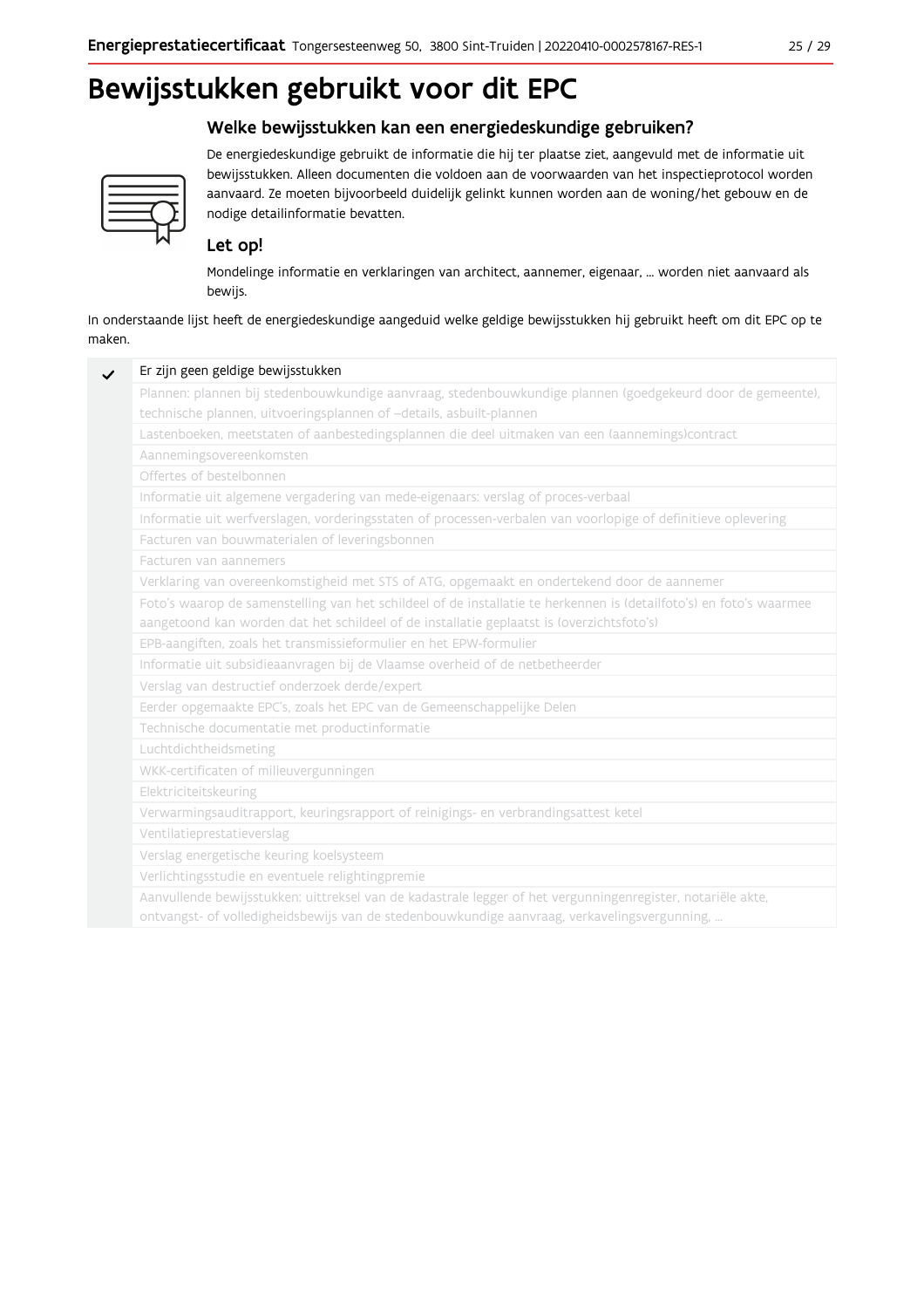# Bewijsstukken gebruikt voor dit EPC

## Welke bewijsstukken kan een energiedeskundige gebruiken?

De energiedeskundige gebruikt de informatie die hij ter plaatse ziet, aangevuld met de informatie uit bewijsstukken. Alleen documenten die voldoen aan de voorwaarden van het inspectieprotocol worden aanvaard. Ze moeten bijvoorbeeld duidelijk gelinkt kunnen worden aan de woning/het gebouw en de nodige detailinformatie bevatten.

## Let op!

Mondelinge informatie en verklaringen van architect, aannemer, eigenaar, ... worden niet aanvaard als bewijs.

In onderstaande lijst heeft de energiedeskundige aangeduid welke geldige bewijsstukken hij gebruikt heeft om dit EPC op te maken.

| | |
|---|---|
| ✓ | Er zijn geen geldige bewijsstukken |
| | Plannen: plannen bij stedenbouwkundige aanvraag, stedenbouwkundige plannen (goedgekeurd door de gemeente), technische plannen, uitvoeringsplannen of –details, asbuilt-plannen |
| | Lastenboeken, meetstaten of aanbestedingsplannen die deel uitmaken van een (aannemings)contract |
| | Aannemingsovereenkomsten |
| | Offertes of bestelbonnen |
| | Informatie uit algemene vergadering van mede-eigenaars: verslag of proces-verbaal |
| | Informatie uit werfverslagen, vorderingsstaten of processen-verbalen van voorlopige of definitieve oplevering |
| | Facturen van bouwmaterialen of leveringsbonnen |
| | Facturen van aannemers |
| | Verklaring van overeenkomstigheid met STS of ATG, opgemaakt en ondertekend door de aannemer |
| | Foto's waarop de samenstelling van het schildeel of de installatie te herkennen is (detailfoto's) en foto's waarmee aangetoond kan worden dat het schildeel of de installatie geplaatst is (overzichtsfoto's) |
| | EPB-aangiften, zoals het transmissieformulier en het EPW-formulier |
| | Informatie uit subsidieaanvragen bij de Vlaamse overheid of de netbetheerder |
| | Verslag van destructief onderzoek derde/expert |
| | Eerder opgemaakte EPC's, zoals het EPC van de Gemeenschappelijke Delen |
| | Technische documentatie met productinformatie |
| | Luchtdichtheidsmeting |
| | WKK-certificaten of milieuvergunningen |
| | Elektriciteitskeuring |
| | Verwarmingsauditrapport, keuringsrapport of reinigings- en verbrandingsattest ketel |
| | Ventilatieprestatieverslag |
| | Verslag energetische keuring koelsysteem |
| | Verlichtingsstudie en eventuele relightingpremie |
| | Aanvullende bewijsstukken: uittreksel van de kadastrale legger of het vergunningenregister, notariële akte, ontvangst- of volledigheidsbewijs van de stedenbouwkundige aanvraag, verkavelingsvergunning, ... |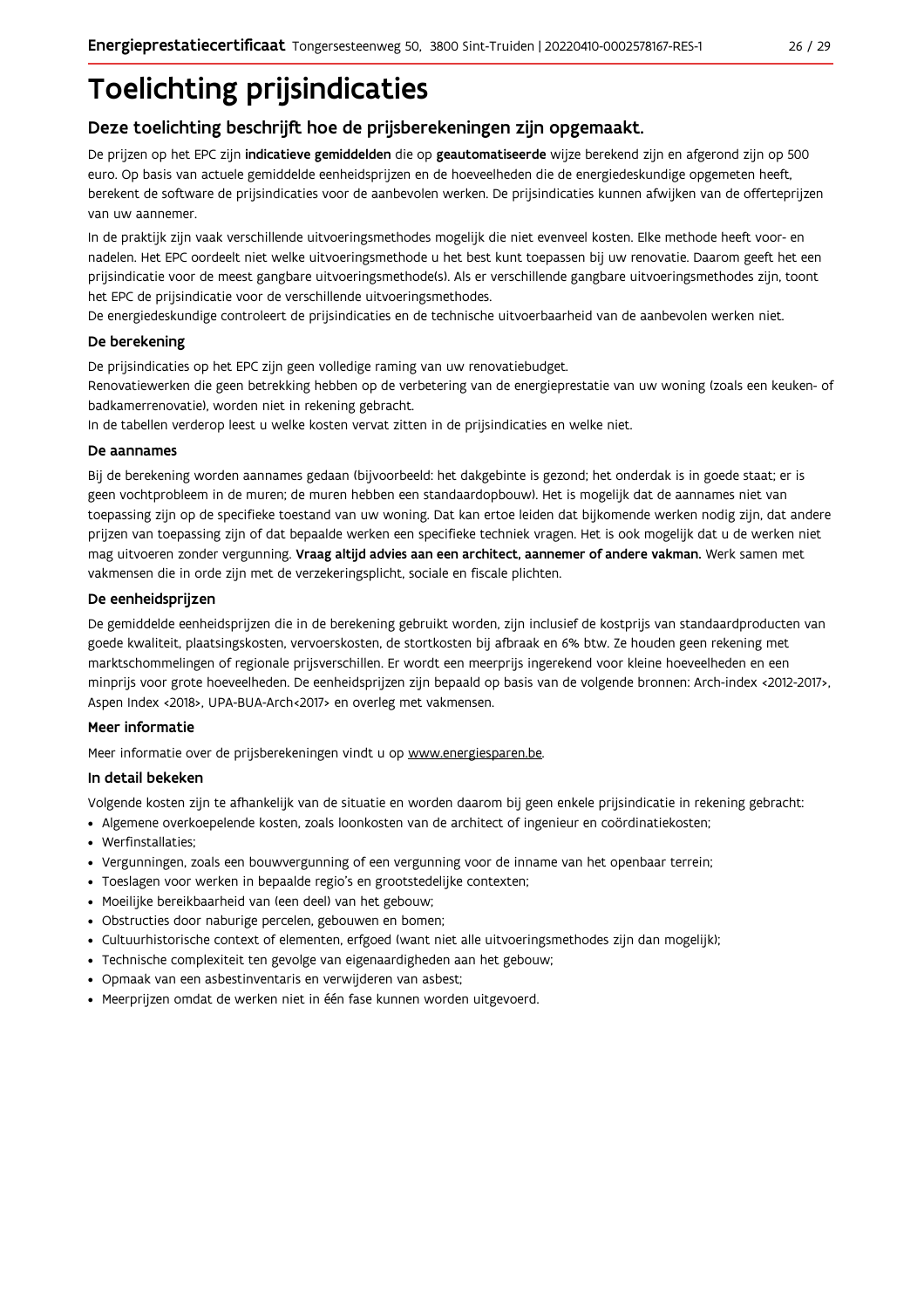# Toelichting prijsindicaties

## Deze toelichting beschrijft hoe de prijsberekeningen zijn opgemaakt.

De prijzen op het EPC zijn **indicatieve gemiddelden** die op **geautomatiseerde** wijze berekend zijn en afgerond zijn op 500 euro. Op basis van actuele gemiddelde eenheidsprijzen en de hoeveelheden die de energiedeskundige opgemeten heeft, berekent de software de prijsindicaties voor de aanbevolen werken. De prijsindicaties kunnen afwijken van de offerteprijzen van uw aannemer.

In de praktijk zijn vaak verschillende uitvoeringsmethodes mogelijk die niet evenveel kosten. Elke methode heeft voor- en nadelen. Het EPC oordeelt niet welke uitvoeringsmethode u het best kunt toepassen bij uw renovatie. Daarom geeft het een prijsindicatie voor de meest gangbare uitvoeringsmethode(s). Als er verschillende gangbare uitvoeringsmethodes zijn, toont het EPC de prijsindicatie voor de verschillende uitvoeringsmethodes.
De energiedeskundige controleert de prijsindicaties en de technische uitvoerbaarheid van de aanbevolen werken niet.

### De berekening

De prijsindicaties op het EPC zijn geen volledige raming van uw renovatiebudget.
Renovatiewerken die geen betrekking hebben op de verbetering van de energieprestatie van uw woning (zoals een keuken- of badkamerrenovatie), worden niet in rekening gebracht.
In de tabellen verderop leest u welke kosten vervat zitten in de prijsindicaties en welke niet.

### De aannames

Bij de berekening worden aannames gedaan (bijvoorbeeld: het dakgebinte is gezond; het onderdak is in goede staat; er is geen vochtprobleem in de muren; de muren hebben een standaardopbouw). Het is mogelijk dat de aannames niet van toepassing zijn op de specifieke toestand van uw woning. Dat kan ertoe leiden dat bijkomende werken nodig zijn, dat andere prijzen van toepassing zijn of dat bepaalde werken een specifieke techniek vragen. Het is ook mogelijk dat u de werken niet mag uitvoeren zonder vergunning. **Vraag altijd advies aan een architect, aannemer of andere vakman.** Werk samen met vakmensen die in orde zijn met de verzekeringsplicht, sociale en fiscale plichten.

### De eenheidsprijzen

De gemiddelde eenheidsprijzen die in de berekening gebruikt worden, zijn inclusief de kostprijs van standaardproducten van goede kwaliteit, plaatsingskosten, vervoerskosten, de stortkosten bij afbraak en 6% btw. Ze houden geen rekening met marktschommelingen of regionale prijsverschillen. Er wordt een meerprijs ingerekend voor kleine hoeveelheden en een minprijs voor grote hoeveelheden. De eenheidsprijzen zijn bepaald op basis van de volgende bronnen: Arch-index <2012-2017>, Aspen Index <2018>, UPA-BUA-Arch<2017> en overleg met vakmensen.

### Meer informatie

Meer informatie over de prijsberekeningen vindt u op www.energiesparen.be.

### In detail bekeken

Volgende kosten zijn te afhankelijk van de situatie en worden daarom bij geen enkele prijsindicatie in rekening gebracht:

- Algemene overkoepelende kosten, zoals loonkosten van de architect of ingenieur en coördinatiekosten;
- Werfinstallaties;
- Vergunningen, zoals een bouwvergunning of een vergunning voor de inname van het openbaar terrein;
- Toeslagen voor werken in bepaalde regio's en grootstedelijke contexten;
- Moeilijke bereikbaarheid van (een deel) van het gebouw;
- Obstructies door naburige percelen, gebouwen en bomen;
- Cultuurhistorische context of elementen, erfgoed (want niet alle uitvoeringsmethodes zijn dan mogelijk);
- Technische complexiteit ten gevolge van eigenaardigheden aan het gebouw;
- Opmaak van een asbestinventaris en verwijderen van asbest;
- Meerprijzen omdat de werken niet in één fase kunnen worden uitgevoerd.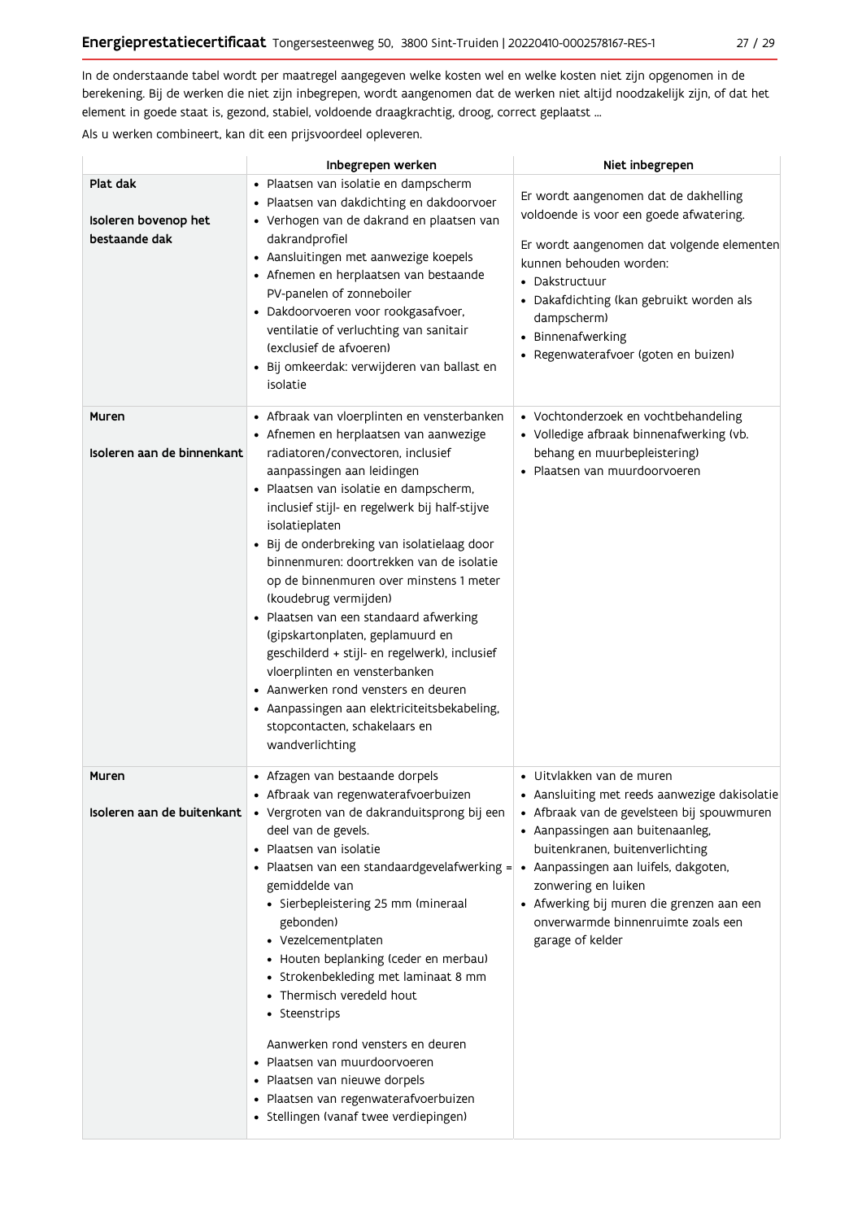In de onderstaande tabel wordt per maatregel aangegeven welke kosten wel en welke kosten niet zijn opgenomen in de berekening. Bij de werken die niet zijn inbegrepen, wordt aangenomen dat de werken niet altijd noodzakelijk zijn, of dat het element in goede staat is, gezond, stabiel, voldoende draagkrachtig, droog, correct geplaatst ...

Als u werken combineert, kan dit een prijsvoordeel opleveren.

| | Inbegrepen werken | Niet inbegrepen |
|---|---|---|
| **Plat dak**<br><br>**Isoleren bovenop het bestaande dak** | • Plaatsen van isolatie en dampscherm<br>• Plaatsen van dakdichting en dakdoorvoer<br>• Verhogen van de dakrand en plaatsen van dakrandprofiel<br>• Aansluitingen met aanwezige koepels<br>• Afnemen en herplaatsen van bestaande PV-panelen of zonneboiler<br>• Dakdoorvoeren voor rookgasafvoer, ventilatie of verluchting van sanitair (exclusief de afvoeren)<br>• Bij omkeerdak: verwijderen van ballast en isolatie | Er wordt aangenomen dat de dakhelling voldoende is voor een goede afwatering.<br><br>Er wordt aangenomen dat volgende elementen kunnen behouden worden:<br>• Dakstructuur<br>• Dakafdichting (kan gebruikt worden als dampscherm)<br>• Binnenafwerking<br>• Regenwaterafvoer (goten en buizen) |
| **Muren**<br><br>**Isoleren aan de binnenkant** | • Afbraak van vloerplinten en vensterbanken<br>• Afnemen en herplaatsen van aanwezige radiatoren/convectoren, inclusief aanpassingen aan leidingen<br>• Plaatsen van isolatie en dampscherm, inclusief stijl- en regelwerk bij half-stijve isolatieplaten<br>• Bij de onderbreking van isolatielaag door binnenmuren: doortrekken van de isolatie op de binnenmuren over minstens 1 meter (koudebrug vermijden)<br>• Plaatsen van een standaard afwerking (gipskartonplaten, geplamuurd en geschilderd + stijl- en regelwerk), inclusief vloerplinten en vensterbanken<br>• Aanwerken rond vensters en deuren<br>• Aanpassingen aan elektriciteitsbekabeling, stopcontacten, schakelaars en wandverlichting | • Vochtonderzoek en vochtbehandeling<br>• Volledige afbraak binnenafwerking (vb. behang en muurbepleistering)<br>• Plaatsen van muurdoorvoeren |
| **Muren**<br><br>**Isoleren aan de buitenkant** | • Afzagen van bestaande dorpels<br>• Afbraak van regenwaterafvoerbuizen<br>• Vergroten van de dakranduitsprong bij een deel van de gevels.<br>• Plaatsen van isolatie<br>• Plaatsen van een standaardgevelafwerking = gemiddelde van<br>  • Sierbepleistering 25 mm (mineraal gebonden)<br>  • Vezelcementplaten<br>  • Houten beplanking (ceder en merbau)<br>  • Strokenbekleding met laminaat 8 mm<br>  • Thermisch veredeld hout<br>  • Steenstrips<br><br>Aanwerken rond vensters en deuren<br>• Plaatsen van muurdoorvoeren<br>• Plaatsen van nieuwe dorpels<br>• Plaatsen van regenwaterafvoerbuizen<br>• Stellingen (vanaf twee verdiepingen) | • Uitvlakken van de muren<br>• Aansluiting met reeds aanwezige dakisolatie<br>• Afbraak van de gevelsteen bij spouwmuren<br>• Aanpassingen aan buitenaanleg, buitenkranen, buitenverlichting<br>• Aanpassingen aan luifels, dakgoten, zonwering en luiken<br>• Afwerking bij muren die grenzen aan een onverwarmde binnenruimte zoals een garage of kelder |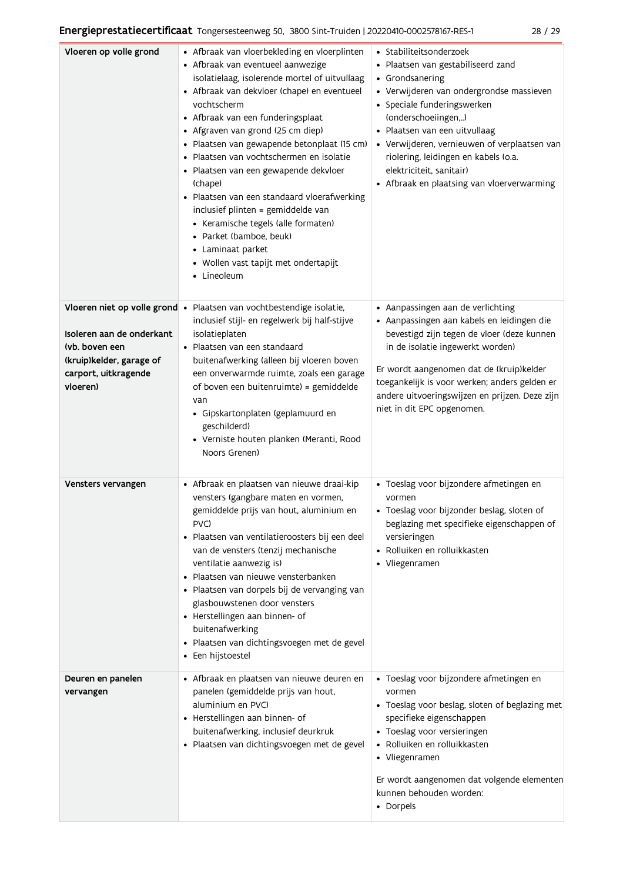| | | |
|---|---|---|
| **Vloeren op volle grond** | • Afbraak van vloerbekleding en vloerplinten<br>• Afbraak van eventueel aanwezige isolatielaag, isolerende mortel of uitvullaag<br>• Afbraak van dekvloer (chape) en eventueel vochtscherm<br>• Afbraak van een funderingsplaat<br>• Afgraven van grond (25 cm diep)<br>• Plaatsen van gewapende betonplaat (15 cm)<br>• Plaatsen van vochtschermen en isolatie<br>• Plaatsen van een gewapende dekvloer (chape)<br>• Plaatsen van een standaard vloerafwerking inclusief plinten = gemiddelde van<br>  • Keramische tegels (alle formaten)<br>  • Parket (bamboe, beuk)<br>  • Laminaat parket<br>  • Wollen vast tapijt met ondertapijt<br>  • Lineoleum | • Stabiliteitsonderzoek<br>• Plaatsen van gestabiliseerd zand<br>• Grondsanering<br>• Verwijderen van ondergrondse massieven<br>• Speciale funderingswerken (onderschoeiingen,...)<br>• Plaatsen van een uitvullaag<br>• Verwijderen, vernieuwen of verplaatsen van riolering, leidingen en kabels (o.a. elektriciteit, sanitair)<br>• Afbraak en plaatsing van vloerverwarming |
| **Vloeren niet op volle grond**<br><br>**Isoleren aan de onderkant (vb. boven een (kruip)kelder, garage of carport, uitkragende vloeren)** | • Plaatsen van vochtbestendige isolatie, inclusief stijl- en regelwerk bij half-stijve isolatieplaten<br>• Plaatsen van een standaard buitenafwerking (alleen bij vloeren boven een onverwarmde ruimte, zoals een garage of boven een buitenruimte) = gemiddelde van<br>  • Gipskartonplaten (geplamuurd en geschilderd)<br>  • Verniste houten planken (Meranti, Rood Noors Grenen) | • Aanpassingen aan de verlichting<br>• Aanpassingen aan kabels en leidingen die bevestigd zijn tegen de vloer (deze kunnen in de isolatie ingewerkt worden)<br><br>Er wordt aangenomen dat de (kruip)kelder toegankelijk is voor werken; anders gelden er andere uitvoeringswijzen en prijzen. Deze zijn niet in dit EPC opgenomen. |
| **Vensters vervangen** | • Afbraak en plaatsen van nieuwe draai-kip vensters (gangbare maten en vormen, gemiddelde prijs van hout, aluminium en PVC)<br>• Plaatsen van ventilatieroosters bij een deel van de vensters (tenzij mechanische ventilatie aanwezig is)<br>• Plaatsen van nieuwe vensterbanken<br>• Plaatsen van dorpels bij de vervanging van glasbouwstenen door vensters<br>• Herstellingen aan binnen- of buitenafwerking<br>• Plaatsen van dichtingsvoegen met de gevel<br>• Een hijstoestel | • Toeslag voor bijzondere afmetingen en vormen<br>• Toeslag voor bijzonder beslag, sloten of beglazing met specifieke eigenschappen of versieringen<br>• Rolluiken en rolluikkasten<br>• Vliegenramen |
| **Deuren en panelen vervangen** | • Afbraak en plaatsen van nieuwe deuren en panelen (gemiddelde prijs van hout, aluminium en PVC)<br>• Herstellingen aan binnen- of buitenafwerking, inclusief deurkruk<br>• Plaatsen van dichtingsvoegen met de gevel | • Toeslag voor bijzondere afmetingen en vormen<br>• Toeslag voor beslag, sloten of beglazing met specifieke eigenschappen<br>• Toeslag voor versieringen<br>• Rolluiken en rolluikkasten<br>• Vliegenramen<br><br>Er wordt aangenomen dat volgende elementen kunnen behouden worden:<br>• Dorpels |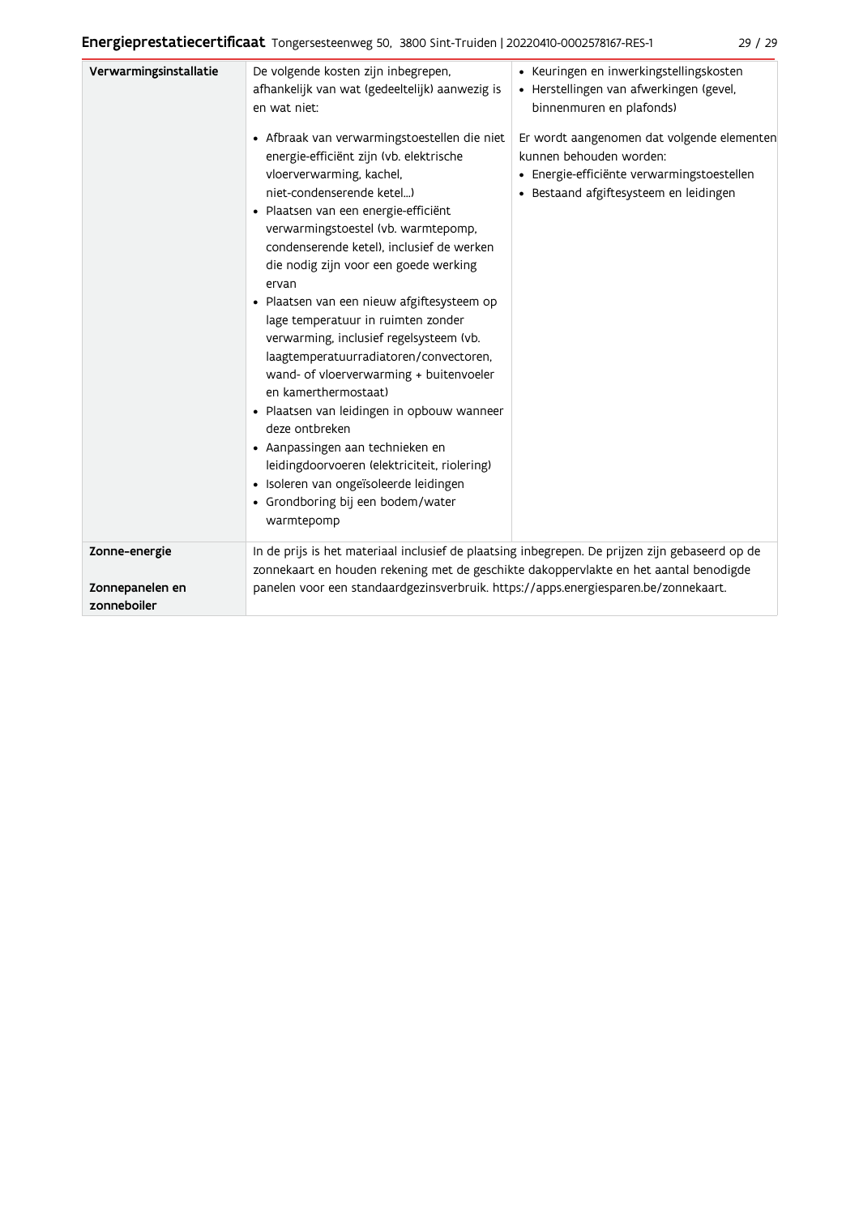| | | |
|---|---|---|
| **Verwarmingsinstallatie** | De volgende kosten zijn inbegrepen, afhankelijk van wat (gedeeltelijk) aanwezig is en wat niet:<br><br>• Afbraak van verwarmingstoestellen die niet energie-efficiënt zijn (vb. elektrische vloerverwarming, kachel, niet-condenserende ketel...)<br>• Plaatsen van een energie-efficiënt verwarmingstoestel (vb. warmtepomp, condenserende ketel), inclusief de werken die nodig zijn voor een goede werking ervan<br>• Plaatsen van een nieuw afgiftesysteem op lage temperatuur in ruimten zonder verwarming, inclusief regelsysteem (vb. laagtemperatuurradiatoren/convectoren, wand- of vloerverwarming + buitenvoeler en kamerthermostaat)<br>• Plaatsen van leidingen in opbouw wanneer deze ontbreken<br>• Aanpassingen aan technieken en leidingdoorvoeren (elektriciteit, riolering)<br>• Isoleren van ongeïsoleerde leidingen<br>• Grondboring bij een bodem/water warmtepomp | • Keuringen en inwerkingstellingskosten<br>• Herstellingen van afwerkingen (gevel, binnenmuren en plafonds)<br><br>Er wordt aangenomen dat volgende elementen kunnen behouden worden:<br>• Energie-efficiënte verwarmingstoestellen<br>• Bestaand afgiftesysteem en leidingen |
| **Zonne-energie**<br><br>**Zonnepanelen en zonneboiler** | In de prijs is het materiaal inclusief de plaatsing inbegrepen. De prijzen zijn gebaseerd op de zonnekaart en houden rekening met de geschikte dakoppervlakte en het aantal benodigde panelen voor een standaardgezinsverbruik. https://apps.energiesparen.be/zonnekaart. | |